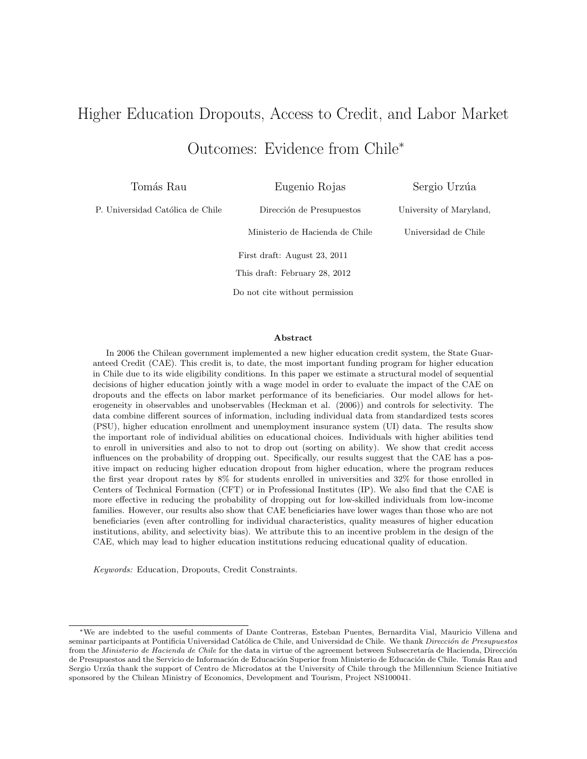# Higher Education Dropouts, Access to Credit, and Labor Market Outcomes: Evidence from Chile*

Tomás Rau
P. Universidad Católica de Chile

Eugenio Rojas
Dirección de Presupuestos
Ministerio de Hacienda de Chile

Sergio Urzúa
University of Maryland,
Universidad de Chile

First draft: August 23, 2011

This draft: February 28, 2012

Do not cite without permission

### Abstract

In 2006 the Chilean government implemented a new higher education credit system, the State Guaranteed Credit (CAE). This credit is, to date, the most important funding program for higher education in Chile due to its wide eligibility conditions. In this paper we estimate a structural model of sequential decisions of higher education jointly with a wage model in order to evaluate the impact of the CAE on dropouts and the effects on labor market performance of its beneficiaries. Our model allows for heterogeneity in observables and unobservables (Heckman et al. (2006)) and controls for selectivity. The data combine different sources of information, including individual data from standardized tests scores (PSU), higher education enrollment and unemployment insurance system (UI) data. The results show the important role of individual abilities on educational choices. Individuals with higher abilities tend to enroll in universities and also to not to drop out (sorting on ability). We show that credit access influences on the probability of dropping out. Specifically, our results suggest that the CAE has a positive impact on reducing higher education dropout from higher education, where the program reduces the first year dropout rates by 8% for students enrolled in universities and 32% for those enrolled in Centers of Technical Formation (CFT) or in Professional Institutes (IP). We also find that the CAE is more effective in reducing the probability of dropping out for low-skilled individuals from low-income families. However, our results also show that CAE beneficiaries have lower wages than those who are not beneficiaries (even after controlling for individual characteristics, quality measures of higher education institutions, ability, and selectivity bias). We attribute this to an incentive problem in the design of the CAE, which may lead to higher education institutions reducing educational quality of education.

*Keywords:* Education, Dropouts, Credit Constraints.

---

*We are indebted to the useful comments of Dante Contreras, Esteban Puentes, Bernardita Vial, Mauricio Villena and seminar participants at Pontificia Universidad Católica de Chile, and Universidad de Chile. We thank *Dirección de Presupuestos* from the *Ministerio de Hacienda de Chile* for the data in virtue of the agreement between Subsecretaría de Hacienda, Dirección de Presupuestos and the Servicio de Información de Educación Superior from Ministerio de Educación de Chile. Tomás Rau and Sergio Urzúa thank the support of Centro de Microdatos at the University of Chile through the Millennium Science Initiative sponsored by the Chilean Ministry of Economics, Development and Tourism, Project NS100041.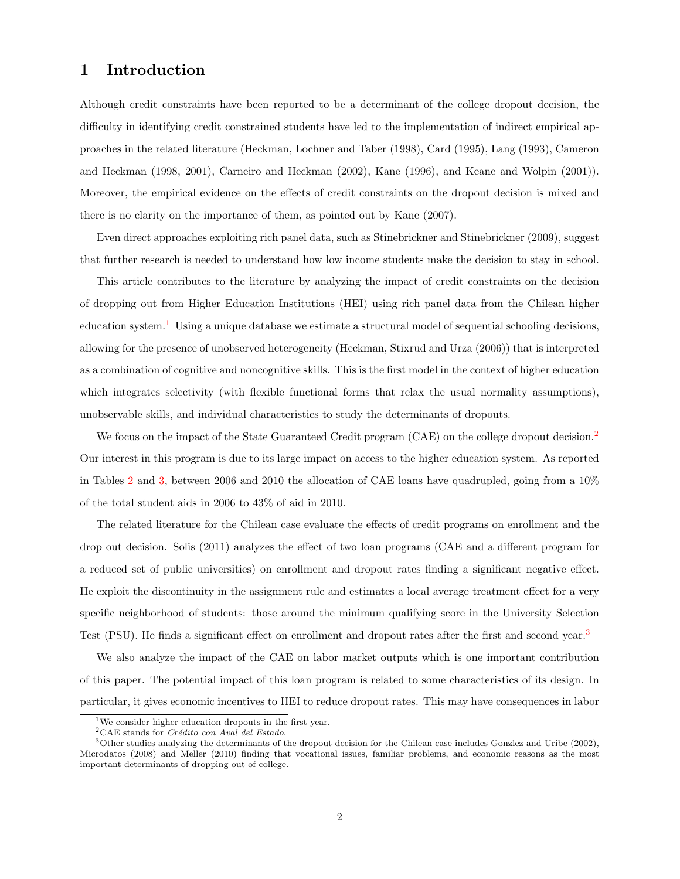# 1 Introduction

Although credit constraints have been reported to be a determinant of the college dropout decision, the difficulty in identifying credit constrained students have led to the implementation of indirect empirical approaches in the related literature (Heckman, Lochner and Taber (1998), Card (1995), Lang (1993), Cameron and Heckman (1998, 2001), Carneiro and Heckman (2002), Kane (1996), and Keane and Wolpin (2001)). Moreover, the empirical evidence on the effects of credit constraints on the dropout decision is mixed and there is no clarity on the importance of them, as pointed out by Kane (2007).

Even direct approaches exploiting rich panel data, such as Stinebrickner and Stinebrickner (2009), suggest that further research is needed to understand how low income students make the decision to stay in school.

This article contributes to the literature by analyzing the impact of credit constraints on the decision of dropping out from Higher Education Institutions (HEI) using rich panel data from the Chilean higher education system.[1] Using a unique database we estimate a structural model of sequential schooling decisions, allowing for the presence of unobserved heterogeneity (Heckman, Stixrud and Urza (2006)) that is interpreted as a combination of cognitive and noncognitive skills. This is the first model in the context of higher education which integrates selectivity (with flexible functional forms that relax the usual normality assumptions), unobservable skills, and individual characteristics to study the determinants of dropouts.

We focus on the impact of the State Guaranteed Credit program (CAE) on the college dropout decision.[2] Our interest in this program is due to its large impact on access to the higher education system. As reported in Tables 2 and 3, between 2006 and 2010 the allocation of CAE loans have quadrupled, going from a 10% of the total student aids in 2006 to 43% of aid in 2010.

The related literature for the Chilean case evaluate the effects of credit programs on enrollment and the drop out decision. Solis (2011) analyzes the effect of two loan programs (CAE and a different program for a reduced set of public universities) on enrollment and dropout rates finding a significant negative effect. He exploit the discontinuity in the assignment rule and estimates a local average treatment effect for a very specific neighborhood of students: those around the minimum qualifying score in the University Selection Test (PSU). He finds a significant effect on enrollment and dropout rates after the first and second year.[3]

We also analyze the impact of the CAE on labor market outputs which is one important contribution of this paper. The potential impact of this loan program is related to some characteristics of its design. In particular, it gives economic incentives to HEI to reduce dropout rates. This may have consequences in labor

---

[1] We consider higher education dropouts in the first year.

[2] CAE stands for *Crédito con Aval del Estado.*

[3] Other studies analyzing the determinants of the dropout decision for the Chilean case includes Gonzlez and Uribe (2002), Microdatos (2008) and Meller (2010) finding that vocational issues, familiar problems, and economic reasons as the most important determinants of dropping out of college.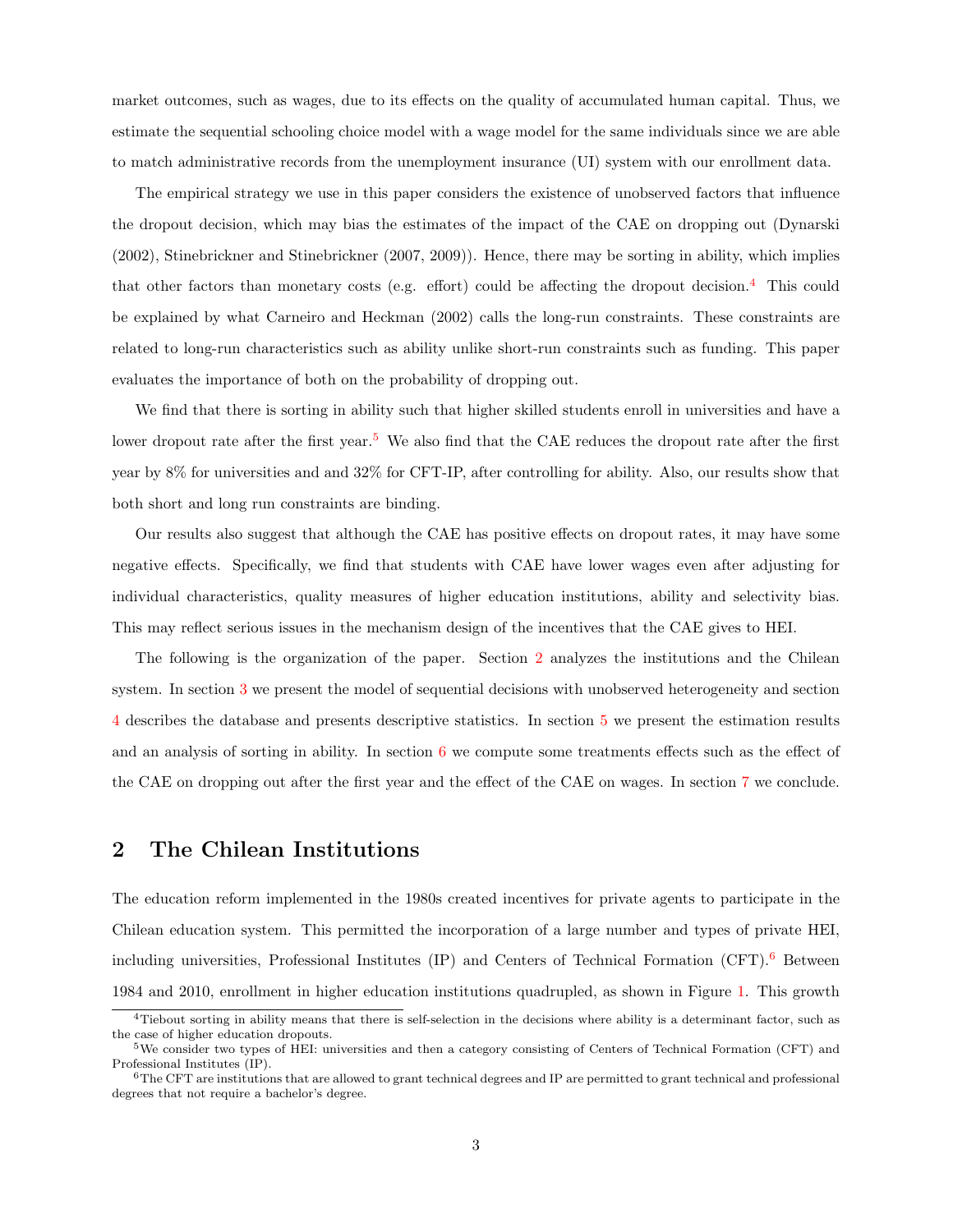market outcomes, such as wages, due to its effects on the quality of accumulated human capital. Thus, we estimate the sequential schooling choice model with a wage model for the same individuals since we are able to match administrative records from the unemployment insurance (UI) system with our enrollment data.

The empirical strategy we use in this paper considers the existence of unobserved factors that influence the dropout decision, which may bias the estimates of the impact of the CAE on dropping out (Dynarski (2002), Stinebrickner and Stinebrickner (2007, 2009)). Hence, there may be sorting in ability, which implies that other factors than monetary costs (e.g. effort) could be affecting the dropout decision.[4] This could be explained by what Carneiro and Heckman (2002) calls the long-run constraints. These constraints are related to long-run characteristics such as ability unlike short-run constraints such as funding. This paper evaluates the importance of both on the probability of dropping out.

We find that there is sorting in ability such that higher skilled students enroll in universities and have a lower dropout rate after the first year.[5] We also find that the CAE reduces the dropout rate after the first year by 8% for universities and and 32% for CFT-IP, after controlling for ability. Also, our results show that both short and long run constraints are binding.

Our results also suggest that although the CAE has positive effects on dropout rates, it may have some negative effects. Specifically, we find that students with CAE have lower wages even after adjusting for individual characteristics, quality measures of higher education institutions, ability and selectivity bias. This may reflect serious issues in the mechanism design of the incentives that the CAE gives to HEI.

The following is the organization of the paper. Section 2 analyzes the institutions and the Chilean system. In section 3 we present the model of sequential decisions with unobserved heterogeneity and section 4 describes the database and presents descriptive statistics. In section 5 we present the estimation results and an analysis of sorting in ability. In section 6 we compute some treatments effects such as the effect of the CAE on dropping out after the first year and the effect of the CAE on wages. In section 7 we conclude.

## 2 The Chilean Institutions

The education reform implemented in the 1980s created incentives for private agents to participate in the Chilean education system. This permitted the incorporation of a large number and types of private HEI, including universities, Professional Institutes (IP) and Centers of Technical Formation (CFT).[6] Between 1984 and 2010, enrollment in higher education institutions quadrupled, as shown in Figure 1. This growth

[4] Tiebout sorting in ability means that there is self-selection in the decisions where ability is a determinant factor, such as the case of higher education dropouts.

[5] We consider two types of HEI: universities and then a category consisting of Centers of Technical Formation (CFT) and Professional Institutes (IP).

[6] The CFT are institutions that are allowed to grant technical degrees and IP are permitted to grant technical and professional degrees that not require a bachelor's degree.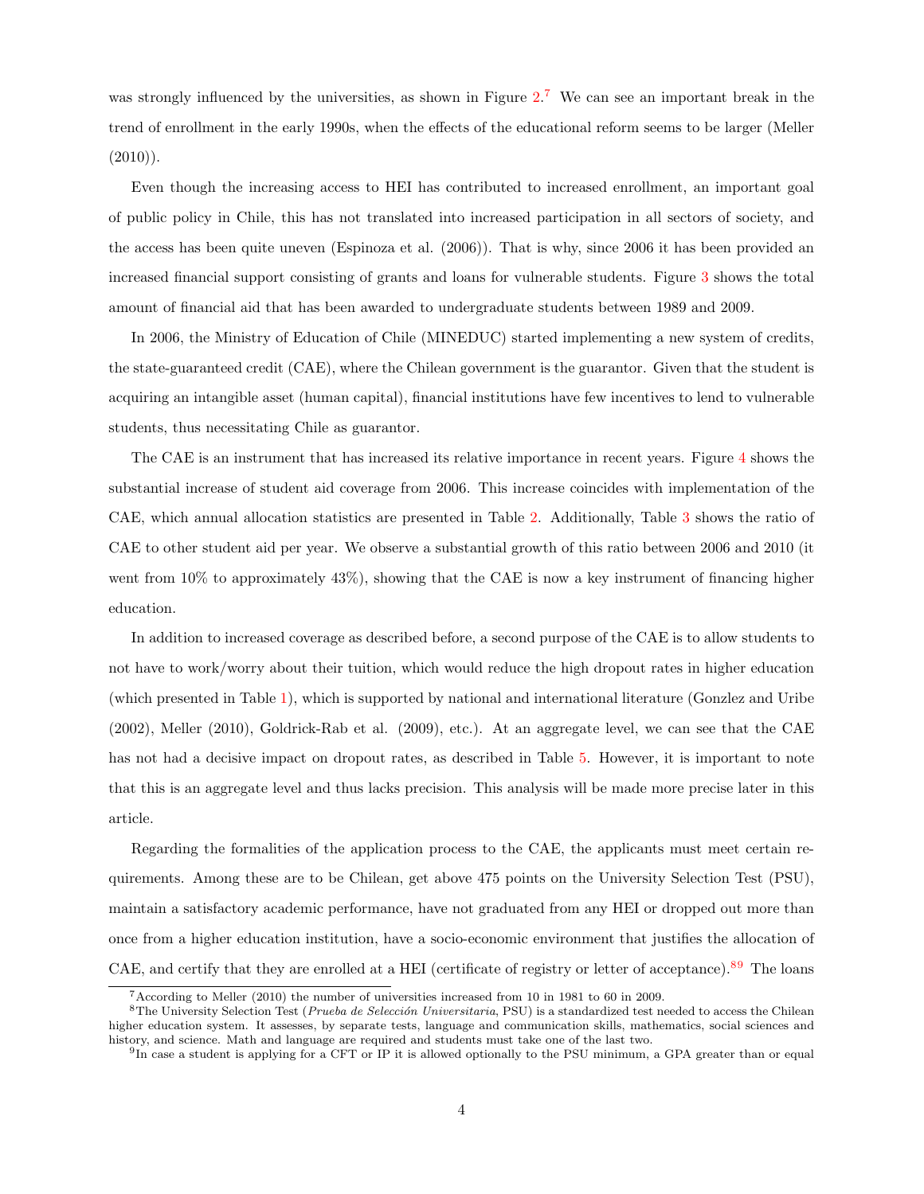was strongly influenced by the universities, as shown in Figure 2.[7] We can see an important break in the trend of enrollment in the early 1990s, when the effects of the educational reform seems to be larger (Meller (2010)).

Even though the increasing access to HEI has contributed to increased enrollment, an important goal of public policy in Chile, this has not translated into increased participation in all sectors of society, and the access has been quite uneven (Espinoza et al. (2006)). That is why, since 2006 it has been provided an increased financial support consisting of grants and loans for vulnerable students. Figure 3 shows the total amount of financial aid that has been awarded to undergraduate students between 1989 and 2009.

In 2006, the Ministry of Education of Chile (MINEDUC) started implementing a new system of credits, the state-guaranteed credit (CAE), where the Chilean government is the guarantor. Given that the student is acquiring an intangible asset (human capital), financial institutions have few incentives to lend to vulnerable students, thus necessitating Chile as guarantor.

The CAE is an instrument that has increased its relative importance in recent years. Figure 4 shows the substantial increase of student aid coverage from 2006. This increase coincides with implementation of the CAE, which annual allocation statistics are presented in Table 2. Additionally, Table 3 shows the ratio of CAE to other student aid per year. We observe a substantial growth of this ratio between 2006 and 2010 (it went from 10% to approximately 43%), showing that the CAE is now a key instrument of financing higher education.

In addition to increased coverage as described before, a second purpose of the CAE is to allow students to not have to work/worry about their tuition, which would reduce the high dropout rates in higher education (which presented in Table 1), which is supported by national and international literature (Gonzlez and Uribe (2002), Meller (2010), Goldrick-Rab et al. (2009), etc.). At an aggregate level, we can see that the CAE has not had a decisive impact on dropout rates, as described in Table 5. However, it is important to note that this is an aggregate level and thus lacks precision. This analysis will be made more precise later in this article.

Regarding the formalities of the application process to the CAE, the applicants must meet certain requirements. Among these are to be Chilean, get above 475 points on the University Selection Test (PSU), maintain a satisfactory academic performance, have not graduated from any HEI or dropped out more than once from a higher education institution, have a socio-economic environment that justifies the allocation of CAE, and certify that they are enrolled at a HEI (certificate of registry or letter of acceptance).[8][9] The loans

[7] According to Meller (2010) the number of universities increased from 10 in 1981 to 60 in 2009.

[8] The University Selection Test (*Prueba de Selección Universitaria*, PSU) is a standardized test needed to access the Chilean higher education system. It assesses, by separate tests, language and communication skills, mathematics, social sciences and history, and science. Math and language are required and students must take one of the last two.

[9] In case a student is applying for a CFT or IP it is allowed optionally to the PSU minimum, a GPA greater than or equal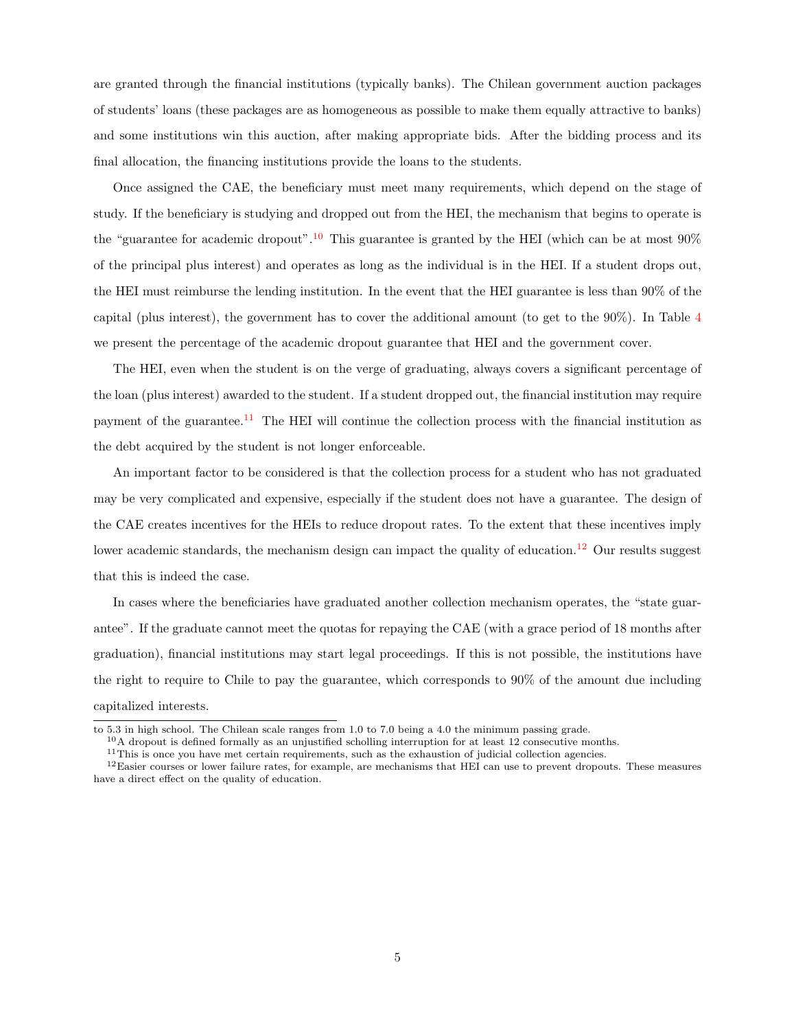are granted through the financial institutions (typically banks). The Chilean government auction packages of students' loans (these packages are as homogeneous as possible to make them equally attractive to banks) and some institutions win this auction, after making appropriate bids. After the bidding process and its final allocation, the financing institutions provide the loans to the students.

Once assigned the CAE, the beneficiary must meet many requirements, which depend on the stage of study. If the beneficiary is studying and dropped out from the HEI, the mechanism that begins to operate is the "guarantee for academic dropout".[10] This guarantee is granted by the HEI (which can be at most 90% of the principal plus interest) and operates as long as the individual is in the HEI. If a student drops out, the HEI must reimburse the lending institution. In the event that the HEI guarantee is less than 90% of the capital (plus interest), the government has to cover the additional amount (to get to the 90%). In Table 4 we present the percentage of the academic dropout guarantee that HEI and the government cover.

The HEI, even when the student is on the verge of graduating, always covers a significant percentage of the loan (plus interest) awarded to the student. If a student dropped out, the financial institution may require payment of the guarantee.[11] The HEI will continue the collection process with the financial institution as the debt acquired by the student is not longer enforceable.

An important factor to be considered is that the collection process for a student who has not graduated may be very complicated and expensive, especially if the student does not have a guarantee. The design of the CAE creates incentives for the HEIs to reduce dropout rates. To the extent that these incentives imply lower academic standards, the mechanism design can impact the quality of education.[12] Our results suggest that this is indeed the case.

In cases where the beneficiaries have graduated another collection mechanism operates, the "state guarantee". If the graduate cannot meet the quotas for repaying the CAE (with a grace period of 18 months after graduation), financial institutions may start legal proceedings. If this is not possible, the institutions have the right to require to Chile to pay the guarantee, which corresponds to 90% of the amount due including capitalized interests.

---

to 5.3 in high school. The Chilean scale ranges from 1.0 to 7.0 being a 4.0 the minimum passing grade.

[10] A dropout is defined formally as an unjustified scholling interruption for at least 12 consecutive months.

[11] This is once you have met certain requirements, such as the exhaustion of judicial collection agencies.

[12] Easier courses or lower failure rates, for example, are mechanisms that HEI can use to prevent dropouts. These measures have a direct effect on the quality of education.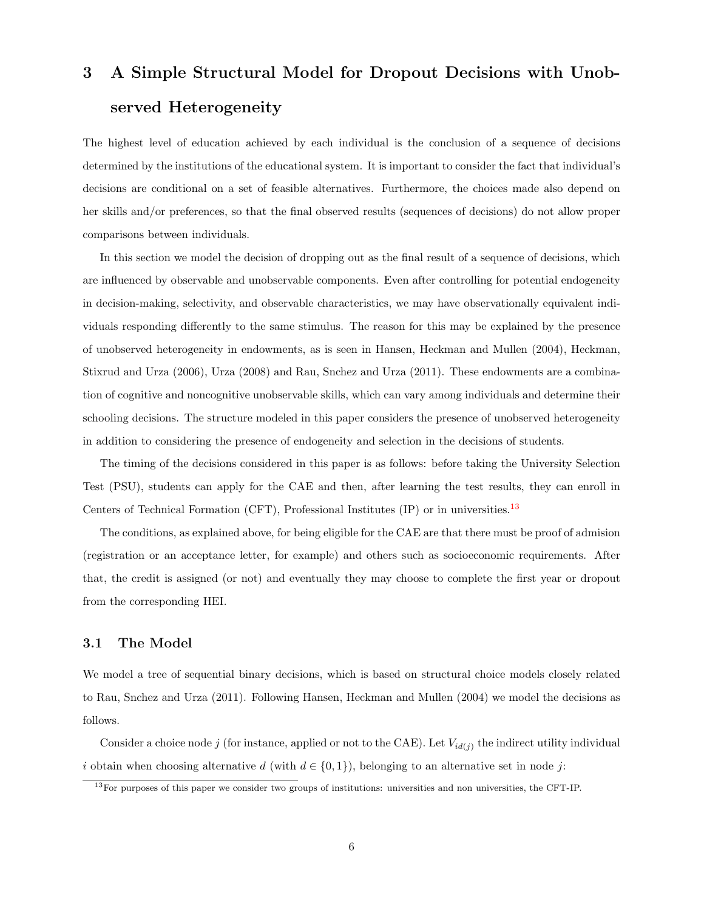# 3 A Simple Structural Model for Dropout Decisions with Unobserved Heterogeneity

The highest level of education achieved by each individual is the conclusion of a sequence of decisions determined by the institutions of the educational system. It is important to consider the fact that individual's decisions are conditional on a set of feasible alternatives. Furthermore, the choices made also depend on her skills and/or preferences, so that the final observed results (sequences of decisions) do not allow proper comparisons between individuals.

In this section we model the decision of dropping out as the final result of a sequence of decisions, which are influenced by observable and unobservable components. Even after controlling for potential endogeneity in decision-making, selectivity, and observable characteristics, we may have observationally equivalent individuals responding differently to the same stimulus. The reason for this may be explained by the presence of unobserved heterogeneity in endowments, as is seen in Hansen, Heckman and Mullen (2004), Heckman, Stixrud and Urza (2006), Urza (2008) and Rau, Snchez and Urza (2011). These endowments are a combination of cognitive and noncognitive unobservable skills, which can vary among individuals and determine their schooling decisions. The structure modeled in this paper considers the presence of unobserved heterogeneity in addition to considering the presence of endogeneity and selection in the decisions of students.

The timing of the decisions considered in this paper is as follows: before taking the University Selection Test (PSU), students can apply for the CAE and then, after learning the test results, they can enroll in Centers of Technical Formation (CFT), Professional Institutes (IP) or in universities.[13]

The conditions, as explained above, for being eligible for the CAE are that there must be proof of admision (registration or an acceptance letter, for example) and others such as socioeconomic requirements. After that, the credit is assigned (or not) and eventually they may choose to complete the first year or dropout from the corresponding HEI.

## 3.1 The Model

We model a tree of sequential binary decisions, which is based on structural choice models closely related to Rau, Snchez and Urza (2011). Following Hansen, Heckman and Mullen (2004) we model the decisions as follows.

Consider a choice node $j$ (for instance, applied or not to the CAE). Let $V_{id(j)}$ the indirect utility individual $i$ obtain when choosing alternative $d$ (with $d \in \{0, 1\}$), belonging to an alternative set in node $j$:

[13] For purposes of this paper we consider two groups of institutions: universities and non universities, the CFT-IP.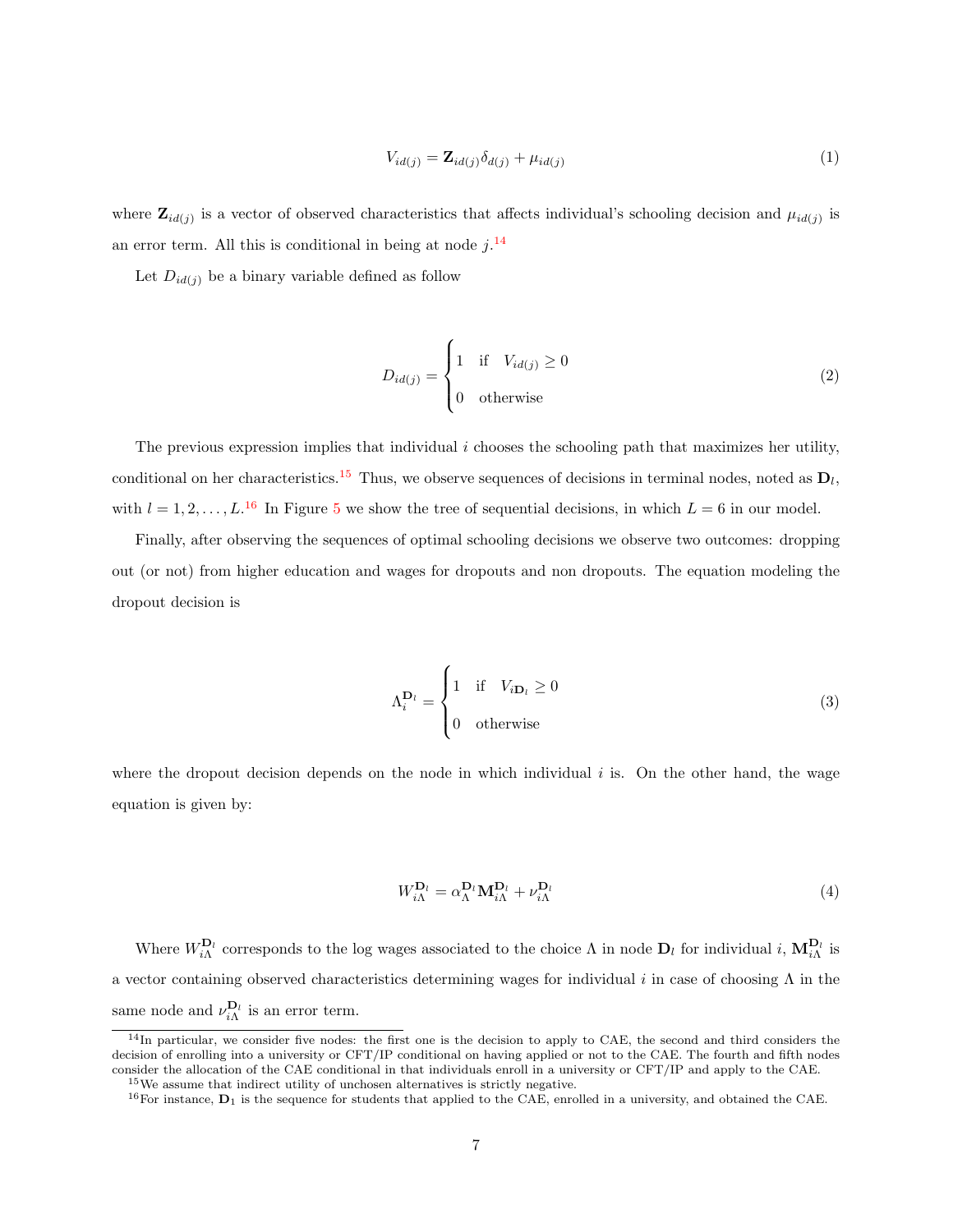$$V_{id(j)} = \mathbf{Z}_{id(j)}\delta_{d(j)} + \mu_{id(j)} \tag{1}$$

where $\mathbf{Z}_{id(j)}$ is a vector of observed characteristics that affects individual's schooling decision and $\mu_{id(j)}$ is an error term. All this is conditional in being at node $j$.[14]

Let $D_{id(j)}$ be a binary variable defined as follow

$$D_{id(j)} = \begin{cases} 1 & \text{if} \quad V_{id(j)} \geq 0 \\ 0 & \text{otherwise} \end{cases} \tag{2}$$

The previous expression implies that individual $i$ chooses the schooling path that maximizes her utility, conditional on her characteristics.[15] Thus, we observe sequences of decisions in terminal nodes, noted as $\mathbf{D}_l$, with $l = 1, 2, \ldots, L$.[16] In Figure 5 we show the tree of sequential decisions, in which $L = 6$ in our model.

Finally, after observing the sequences of optimal schooling decisions we observe two outcomes: dropping out (or not) from higher education and wages for dropouts and non dropouts. The equation modeling the dropout decision is

$$\Lambda_i^{\mathbf{D}_l} = \begin{cases} 1 & \text{if} \quad V_{i\mathbf{D}_l} \geq 0 \\ 0 & \text{otherwise} \end{cases} \tag{3}$$

where the dropout decision depends on the node in which individual $i$ is. On the other hand, the wage equation is given by:

$$W_{i\Lambda}^{\mathbf{D}_l} = \alpha_{\Lambda}^{\mathbf{D}_l}\mathbf{M}_{i\Lambda}^{\mathbf{D}_l} + \nu_{i\Lambda}^{\mathbf{D}_l} \tag{4}$$

Where $W_{i\Lambda}^{\mathbf{D}_l}$ corresponds to the log wages associated to the choice $\Lambda$ in node $\mathbf{D}_l$ for individual $i$, $\mathbf{M}_{i\Lambda}^{\mathbf{D}_l}$ is a vector containing observed characteristics determining wages for individual $i$ in case of choosing $\Lambda$ in the same node and $\nu_{i\Lambda}^{\mathbf{D}_l}$ is an error term.

[14] In particular, we consider five nodes: the first one is the decision to apply to CAE, the second and third considers the decision of enrolling into a university or CFT/IP conditional on having applied or not to the CAE. The fourth and fifth nodes consider the allocation of the CAE conditional in that individuals enroll in a university or CFT/IP and apply to the CAE.

[15] We assume that indirect utility of unchosen alternatives is strictly negative.

[16] For instance, $\mathbf{D}_1$ is the sequence for students that applied to the CAE, enrolled in a university, and obtained the CAE.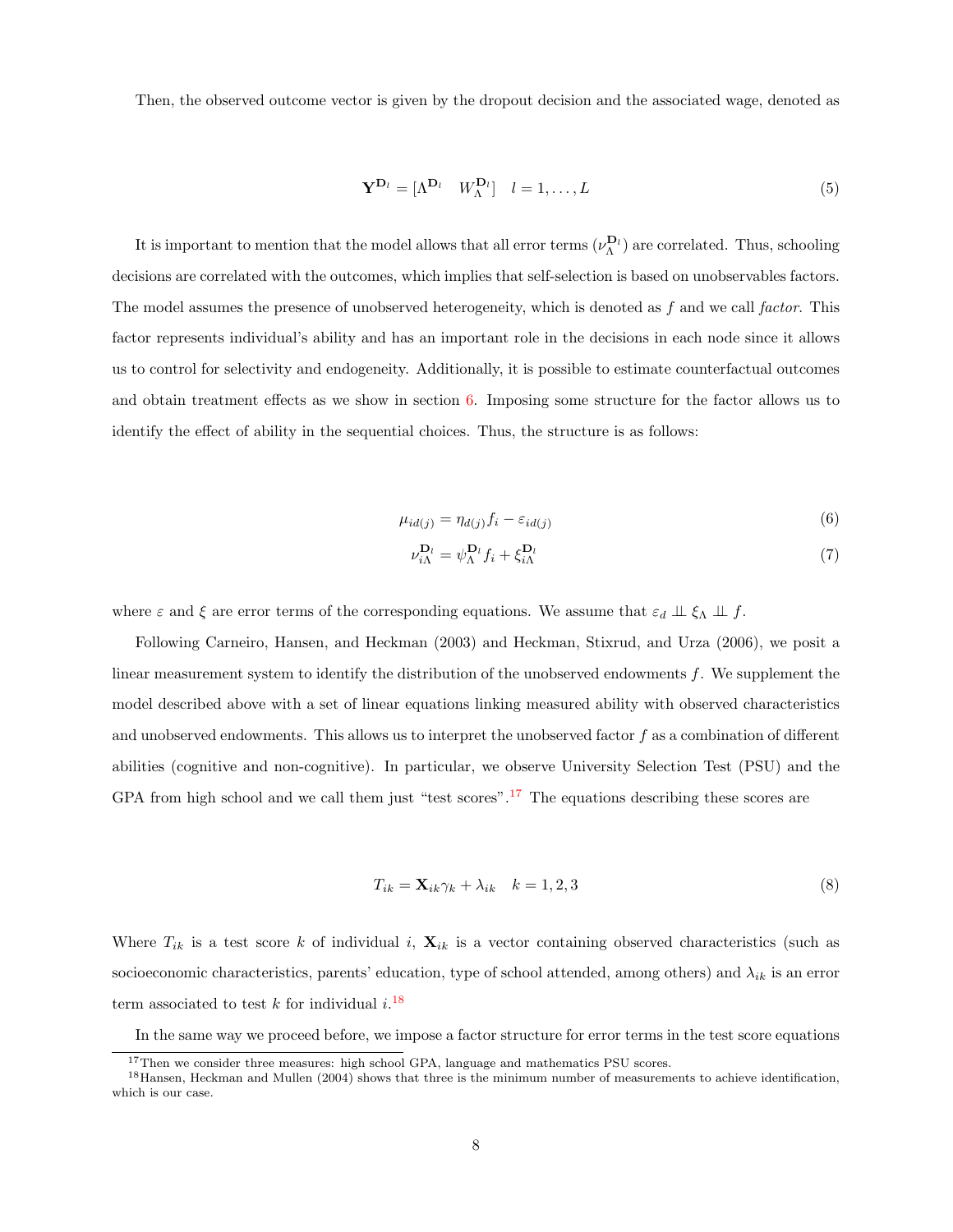Then, the observed outcome vector is given by the dropout decision and the associated wage, denoted as

$$\mathbf{Y}^{\mathbf{D}_l} = [\Lambda^{\mathbf{D}_l} \quad W_{\Lambda}^{\mathbf{D}_l}] \quad l = 1, \ldots, L \tag{5}$$

It is important to mention that the model allows that all error terms ($\nu_{\Lambda}^{\mathbf{D}_l}$) are correlated. Thus, schooling decisions are correlated with the outcomes, which implies that self-selection is based on unobservables factors. The model assumes the presence of unobserved heterogeneity, which is denoted as $f$ and we call *factor*. This factor represents individual's ability and has an important role in the decisions in each node since it allows us to control for selectivity and endogeneity. Additionally, it is possible to estimate counterfactual outcomes and obtain treatment effects as we show in section 6. Imposing some structure for the factor allows us to identify the effect of ability in the sequential choices. Thus, the structure is as follows:

$$\mu_{id(j)} = \eta_{d(j)} f_i - \varepsilon_{id(j)} \tag{6}$$

$$\nu_{i\Lambda}^{\mathbf{D}_l} = \psi_{\Lambda}^{\mathbf{D}_l} f_i + \xi_{i\Lambda}^{\mathbf{D}_l} \tag{7}$$

where $\varepsilon$ and $\xi$ are error terms of the corresponding equations. We assume that $\varepsilon_d \perp\!\!\!\perp \xi_{\Lambda} \perp\!\!\!\perp f$.

Following Carneiro, Hansen, and Heckman (2003) and Heckman, Stixrud, and Urza (2006), we posit a linear measurement system to identify the distribution of the unobserved endowments $f$. We supplement the model described above with a set of linear equations linking measured ability with observed characteristics and unobserved endowments. This allows us to interpret the unobserved factor $f$ as a combination of different abilities (cognitive and non-cognitive). In particular, we observe University Selection Test (PSU) and the GPA from high school and we call them just "test scores".[17] The equations describing these scores are

$$T_{ik} = \mathbf{X}_{ik}\gamma_k + \lambda_{ik} \quad k = 1, 2, 3 \tag{8}$$

Where $T_{ik}$ is a test score $k$ of individual $i$, $\mathbf{X}_{ik}$ is a vector containing observed characteristics (such as socioeconomic characteristics, parents' education, type of school attended, among others) and $\lambda_{ik}$ is an error term associated to test $k$ for individual $i$.[18]

In the same way we proceed before, we impose a factor structure for error terms in the test score equations

[17] Then we consider three measures: high school GPA, language and mathematics PSU scores.

[18] Hansen, Heckman and Mullen (2004) shows that three is the minimum number of measurements to achieve identification, which is our case.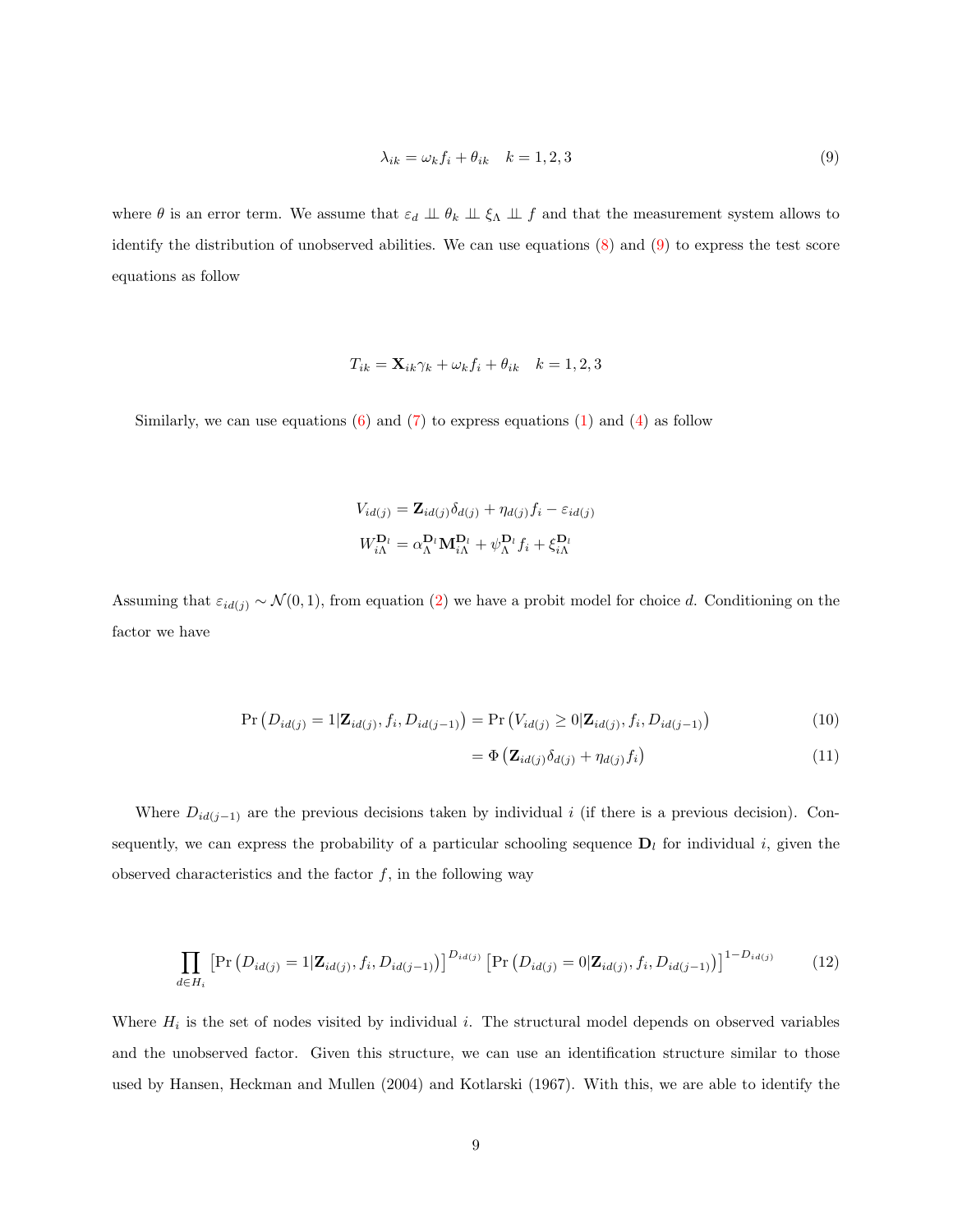$$\lambda_{ik} = \omega_k f_i + \theta_{ik} \quad k = 1, 2, 3 \tag{9}$$

where $\theta$ is an error term. We assume that $\varepsilon_d \perp\!\!\!\perp \theta_k \perp\!\!\!\perp \xi_\Lambda \perp\!\!\!\perp f$ and that the measurement system allows to identify the distribution of unobserved abilities. We can use equations (8) and (9) to express the test score equations as follow

$$T_{ik} = \mathbf{X}_{ik}\gamma_k + \omega_k f_i + \theta_{ik} \quad k = 1, 2, 3$$

Similarly, we can use equations (6) and (7) to express equations (1) and (4) as follow

$$V_{id(j)} = \mathbf{Z}_{id(j)}\delta_{d(j)} + \eta_{d(j)} f_i - \varepsilon_{id(j)}$$
$$W_{i\Lambda}^{\mathbf{D}_l} = \alpha_\Lambda^{\mathbf{D}_l}\mathbf{M}_{i\Lambda}^{\mathbf{D}_l} + \psi_\Lambda^{\mathbf{D}_l} f_i + \xi_{i\Lambda}^{\mathbf{D}_l}$$

Assuming that $\varepsilon_{id(j)} \sim \mathcal{N}(0, 1)$, from equation (2) we have a probit model for choice $d$. Conditioning on the factor we have

$$\Pr\left(D_{id(j)} = 1 | \mathbf{Z}_{id(j)}, f_i, D_{id(j-1)}\right) = \Pr\left(V_{id(j)} \geq 0 | \mathbf{Z}_{id(j)}, f_i, D_{id(j-1)}\right) \tag{10}$$

$$= \Phi\left(\mathbf{Z}_{id(j)}\delta_{d(j)} + \eta_{d(j)} f_i\right) \tag{11}$$

Where $D_{id(j-1)}$ are the previous decisions taken by individual $i$ (if there is a previous decision). Consequently, we can express the probability of a particular schooling sequence $\mathbf{D}_l$ for individual $i$, given the observed characteristics and the factor $f$, in the following way

$$\prod_{d \in H_i} \left[\Pr\left(D_{id(j)} = 1 | \mathbf{Z}_{id(j)}, f_i, D_{id(j-1)}\right)\right]^{D_{id(j)}} \left[\Pr\left(D_{id(j)} = 0 | \mathbf{Z}_{id(j)}, f_i, D_{id(j-1)}\right)\right]^{1 - D_{id(j)}} \tag{12}$$

Where $H_i$ is the set of nodes visited by individual $i$. The structural model depends on observed variables and the unobserved factor. Given this structure, we can use an identification structure similar to those used by Hansen, Heckman and Mullen (2004) and Kotlarski (1967). With this, we are able to identify the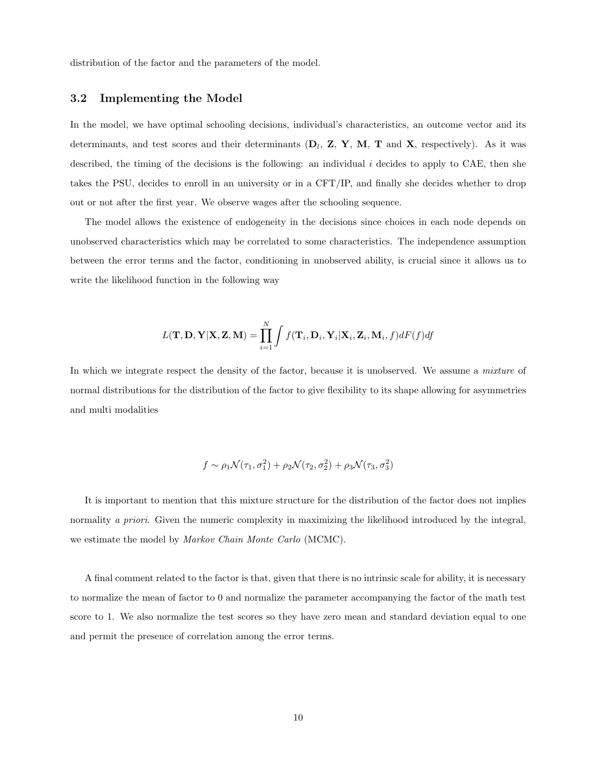distribution of the factor and the parameters of the model.

## 3.2 Implementing the Model

In the model, we have optimal schooling decisions, individual's characteristics, an outcome vector and its determinants, and test scores and their determinants ($\mathbf{D}_l$, $\mathbf{Z}$, $\mathbf{Y}$, $\mathbf{M}$, $\mathbf{T}$ and $\mathbf{X}$, respectively). As it was described, the timing of the decisions is the following: an individual $i$ decides to apply to CAE, then she takes the PSU, decides to enroll in an university or in a CFT/IP, and finally she decides whether to drop out or not after the first year. We observe wages after the schooling sequence.

The model allows the existence of endogeneity in the decisions since choices in each node depends on unobserved characteristics which may be correlated to some characteristics. The independence assumption between the error terms and the factor, conditioning in unobserved ability, is crucial since it allows us to write the likelihood function in the following way

$$L(\mathbf{T}, \mathbf{D}, \mathbf{Y} | \mathbf{X}, \mathbf{Z}, \mathbf{M}) = \prod_{i=1}^{N} \int f(\mathbf{T}_i, \mathbf{D}_i, \mathbf{Y}_i | \mathbf{X}_i, \mathbf{Z}_i, \mathbf{M}_i, f) dF(f) df$$

In which we integrate respect the density of the factor, because it is unobserved. We assume a *mixture* of normal distributions for the distribution of the factor to give flexibility to its shape allowing for asymmetries and multi modalities

$$f \sim \rho_1 \mathcal{N}(\tau_1, \sigma_1^2) + \rho_2 \mathcal{N}(\tau_2, \sigma_2^2) + \rho_3 \mathcal{N}(\tau_3, \sigma_3^2)$$

It is important to mention that this mixture structure for the distribution of the factor does not implies normality *a priori*. Given the numeric complexity in maximizing the likelihood introduced by the integral, we estimate the model by *Markov Chain Monte Carlo* (MCMC).

A final comment related to the factor is that, given that there is no intrinsic scale for ability, it is necessary to normalize the mean of factor to 0 and normalize the parameter accompanying the factor of the math test score to 1. We also normalize the test scores so they have zero mean and standard deviation equal to one and permit the presence of correlation among the error terms.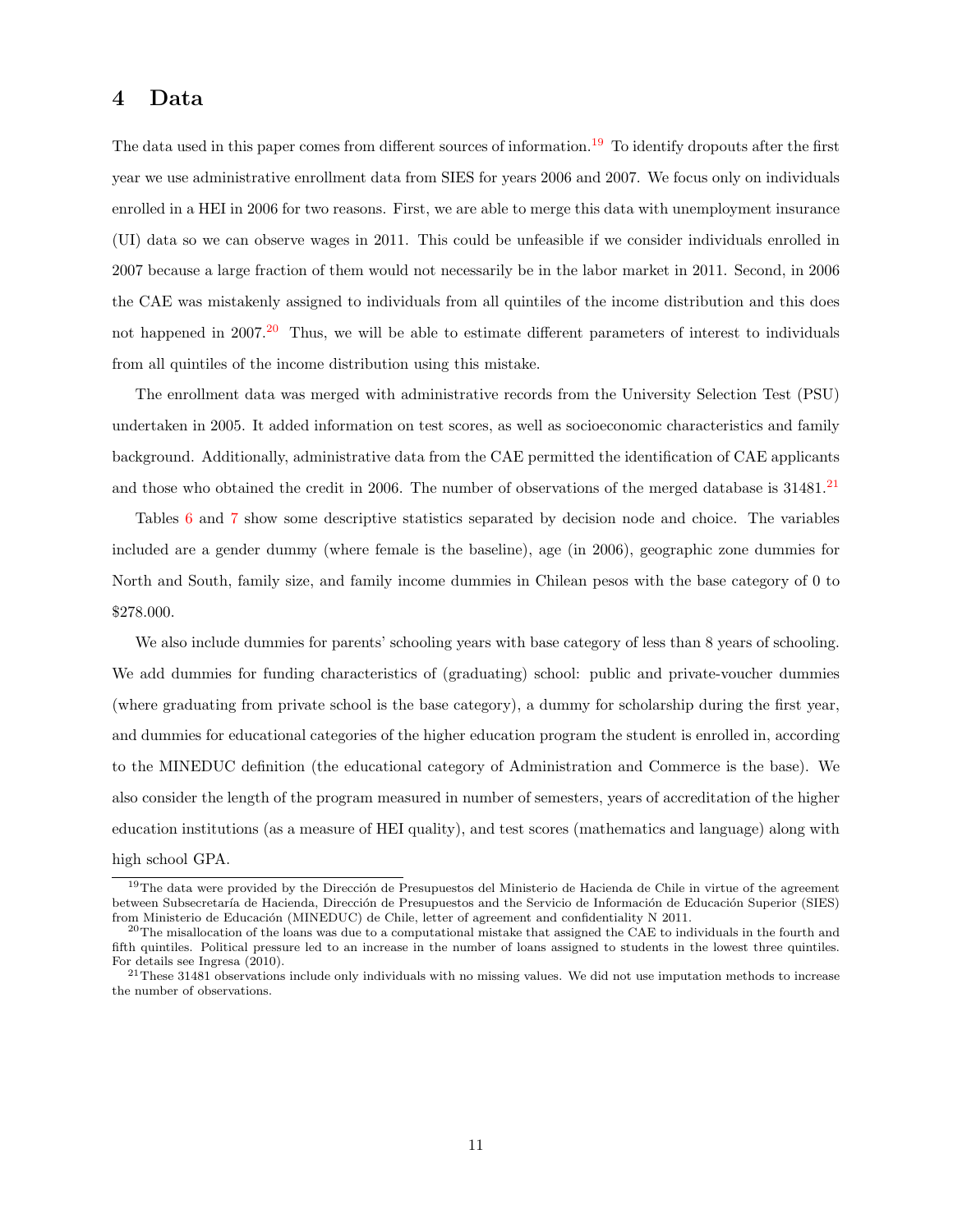# 4 Data

The data used in this paper comes from different sources of information.[19] To identify dropouts after the first year we use administrative enrollment data from SIES for years 2006 and 2007. We focus only on individuals enrolled in a HEI in 2006 for two reasons. First, we are able to merge this data with unemployment insurance (UI) data so we can observe wages in 2011. This could be unfeasible if we consider individuals enrolled in 2007 because a large fraction of them would not necessarily be in the labor market in 2011. Second, in 2006 the CAE was mistakenly assigned to individuals from all quintiles of the income distribution and this does not happened in 2007.[20] Thus, we will be able to estimate different parameters of interest to individuals from all quintiles of the income distribution using this mistake.

The enrollment data was merged with administrative records from the University Selection Test (PSU) undertaken in 2005. It added information on test scores, as well as socioeconomic characteristics and family background. Additionally, administrative data from the CAE permitted the identification of CAE applicants and those who obtained the credit in 2006. The number of observations of the merged database is 31481.[21]

Tables 6 and 7 show some descriptive statistics separated by decision node and choice. The variables included are a gender dummy (where female is the baseline), age (in 2006), geographic zone dummies for North and South, family size, and family income dummies in Chilean pesos with the base category of 0 to $278.000.

We also include dummies for parents' schooling years with base category of less than 8 years of schooling. We add dummies for funding characteristics of (graduating) school: public and private-voucher dummies (where graduating from private school is the base category), a dummy for scholarship during the first year, and dummies for educational categories of the higher education program the student is enrolled in, according to the MINEDUC definition (the educational category of Administration and Commerce is the base). We also consider the length of the program measured in number of semesters, years of accreditation of the higher education institutions (as a measure of HEI quality), and test scores (mathematics and language) along with high school GPA.

---

[19] The data were provided by the Dirección de Presupuestos del Ministerio de Hacienda de Chile in virtue of the agreement between Subsecretaría de Hacienda, Dirección de Presupuestos and the Servicio de Información de Educación Superior (SIES) from Ministerio de Educación (MINEDUC) de Chile, letter of agreement and confidentiality N 2011.

[20] The misallocation of the loans was due to a computational mistake that assigned the CAE to individuals in the fourth and fifth quintiles. Political pressure led to an increase in the number of loans assigned to students in the lowest three quintiles. For details see Ingresa (2010).

[21] These 31481 observations include only individuals with no missing values. We did not use imputation methods to increase the number of observations.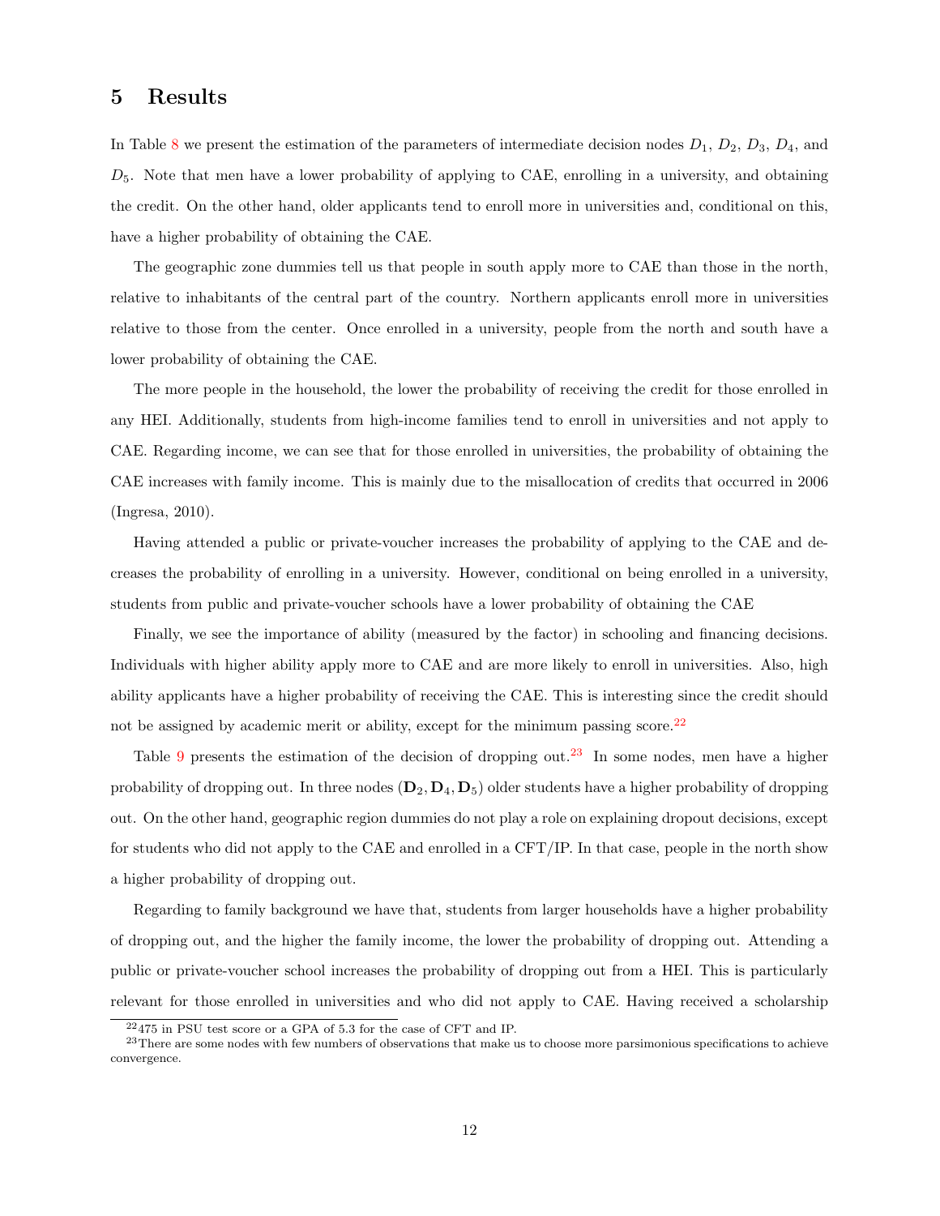# 5 Results

In Table 8 we present the estimation of the parameters of intermediate decision nodes $D_1$, $D_2$, $D_3$, $D_4$, and $D_5$. Note that men have a lower probability of applying to CAE, enrolling in a university, and obtaining the credit. On the other hand, older applicants tend to enroll more in universities and, conditional on this, have a higher probability of obtaining the CAE.

The geographic zone dummies tell us that people in south apply more to CAE than those in the north, relative to inhabitants of the central part of the country. Northern applicants enroll more in universities relative to those from the center. Once enrolled in a university, people from the north and south have a lower probability of obtaining the CAE.

The more people in the household, the lower the probability of receiving the credit for those enrolled in any HEI. Additionally, students from high-income families tend to enroll in universities and not apply to CAE. Regarding income, we can see that for those enrolled in universities, the probability of obtaining the CAE increases with family income. This is mainly due to the misallocation of credits that occurred in 2006 (Ingresa, 2010).

Having attended a public or private-voucher increases the probability of applying to the CAE and decreases the probability of enrolling in a university. However, conditional on being enrolled in a university, students from public and private-voucher schools have a lower probability of obtaining the CAE

Finally, we see the importance of ability (measured by the factor) in schooling and financing decisions. Individuals with higher ability apply more to CAE and are more likely to enroll in universities. Also, high ability applicants have a higher probability of receiving the CAE. This is interesting since the credit should not be assigned by academic merit or ability, except for the minimum passing score.[22]

Table 9 presents the estimation of the decision of dropping out.[23] In some nodes, men have a higher probability of dropping out. In three nodes ($\mathbf{D}_2, \mathbf{D}_4, \mathbf{D}_5$) older students have a higher probability of dropping out. On the other hand, geographic region dummies do not play a role on explaining dropout decisions, except for students who did not apply to the CAE and enrolled in a CFT/IP. In that case, people in the north show a higher probability of dropping out.

Regarding to family background we have that, students from larger households have a higher probability of dropping out, and the higher the family income, the lower the probability of dropping out. Attending a public or private-voucher school increases the probability of dropping out from a HEI. This is particularly relevant for those enrolled in universities and who did not apply to CAE. Having received a scholarship

[22] 475 in PSU test score or a GPA of 5.3 for the case of CFT and IP.

[23] There are some nodes with few numbers of observations that make us to choose more parsimonious specifications to achieve convergence.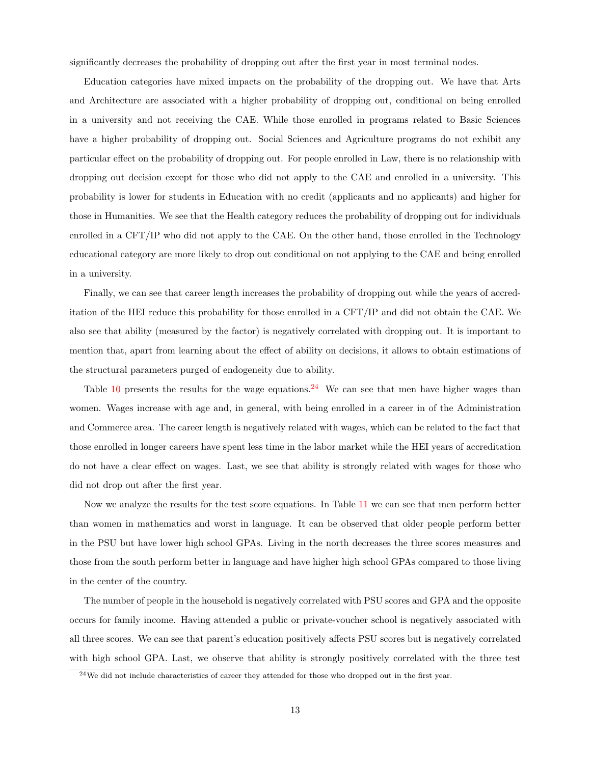significantly decreases the probability of dropping out after the first year in most terminal nodes.

Education categories have mixed impacts on the probability of the dropping out. We have that Arts and Architecture are associated with a higher probability of dropping out, conditional on being enrolled in a university and not receiving the CAE. While those enrolled in programs related to Basic Sciences have a higher probability of dropping out. Social Sciences and Agriculture programs do not exhibit any particular effect on the probability of dropping out. For people enrolled in Law, there is no relationship with dropping out decision except for those who did not apply to the CAE and enrolled in a university. This probability is lower for students in Education with no credit (applicants and no applicants) and higher for those in Humanities. We see that the Health category reduces the probability of dropping out for individuals enrolled in a CFT/IP who did not apply to the CAE. On the other hand, those enrolled in the Technology educational category are more likely to drop out conditional on not applying to the CAE and being enrolled in a university.

Finally, we can see that career length increases the probability of dropping out while the years of accreditation of the HEI reduce this probability for those enrolled in a CFT/IP and did not obtain the CAE. We also see that ability (measured by the factor) is negatively correlated with dropping out. It is important to mention that, apart from learning about the effect of ability on decisions, it allows to obtain estimations of the structural parameters purged of endogeneity due to ability.

Table 10 presents the results for the wage equations.[24] We can see that men have higher wages than women. Wages increase with age and, in general, with being enrolled in a career in of the Administration and Commerce area. The career length is negatively related with wages, which can be related to the fact that those enrolled in longer careers have spent less time in the labor market while the HEI years of accreditation do not have a clear effect on wages. Last, we see that ability is strongly related with wages for those who did not drop out after the first year.

Now we analyze the results for the test score equations. In Table 11 we can see that men perform better than women in mathematics and worst in language. It can be observed that older people perform better in the PSU but have lower high school GPAs. Living in the north decreases the three scores measures and those from the south perform better in language and have higher high school GPAs compared to those living in the center of the country.

The number of people in the household is negatively correlated with PSU scores and GPA and the opposite occurs for family income. Having attended a public or private-voucher school is negatively associated with all three scores. We can see that parent's education positively affects PSU scores but is negatively correlated with high school GPA. Last, we observe that ability is strongly positively correlated with the three test

[24] We did not include characteristics of career they attended for those who dropped out in the first year.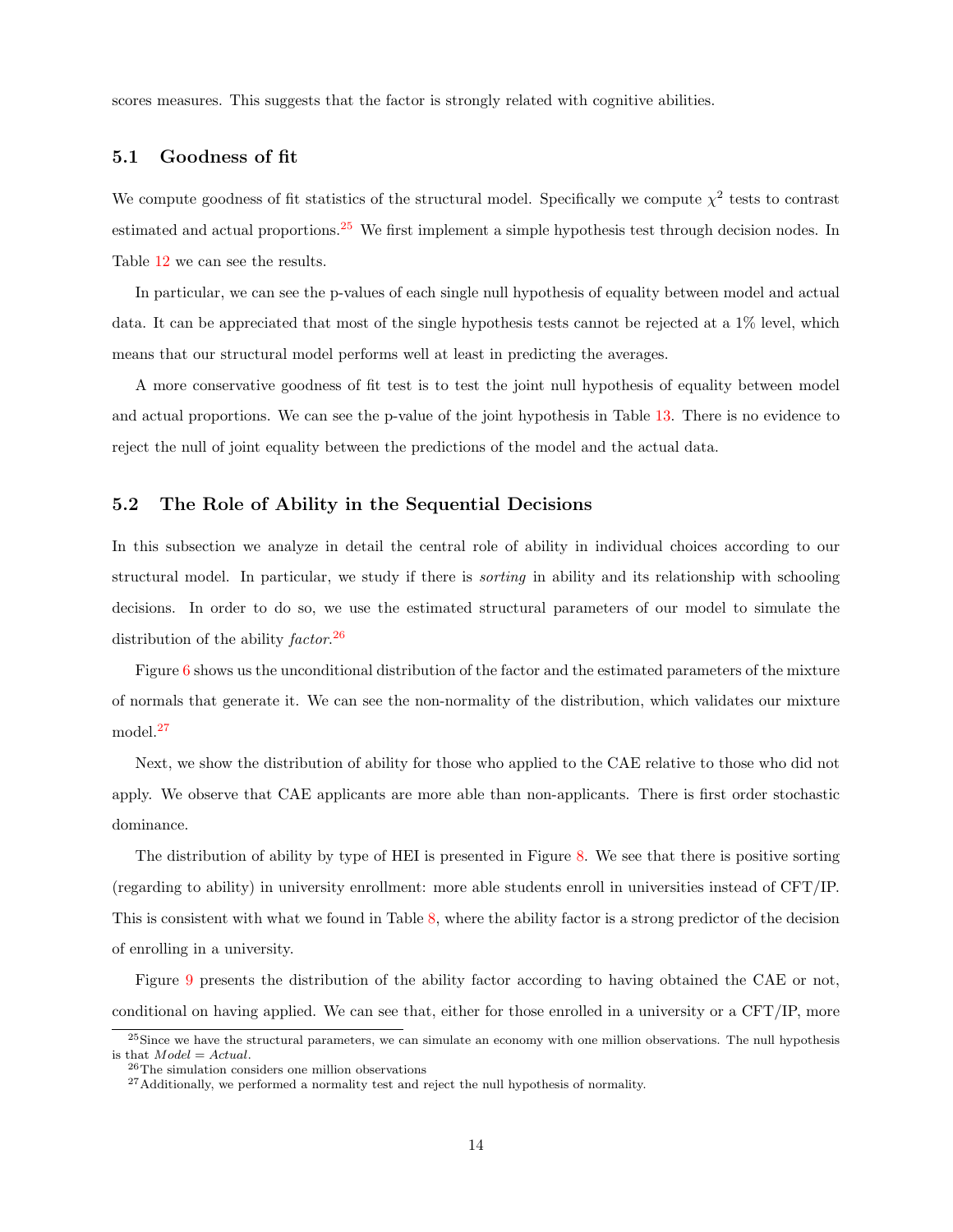scores measures. This suggests that the factor is strongly related with cognitive abilities.

### 5.1 Goodness of fit

We compute goodness of fit statistics of the structural model. Specifically we compute $\chi^2$ tests to contrast estimated and actual proportions.[25] We first implement a simple hypothesis test through decision nodes. In Table 12 we can see the results.

In particular, we can see the p-values of each single null hypothesis of equality between model and actual data. It can be appreciated that most of the single hypothesis tests cannot be rejected at a 1% level, which means that our structural model performs well at least in predicting the averages.

A more conservative goodness of fit test is to test the joint null hypothesis of equality between model and actual proportions. We can see the p-value of the joint hypothesis in Table 13. There is no evidence to reject the null of joint equality between the predictions of the model and the actual data.

### 5.2 The Role of Ability in the Sequential Decisions

In this subsection we analyze in detail the central role of ability in individual choices according to our structural model. In particular, we study if there is *sorting* in ability and its relationship with schooling decisions. In order to do so, we use the estimated structural parameters of our model to simulate the distribution of the ability *factor*.[26]

Figure 6 shows us the unconditional distribution of the factor and the estimated parameters of the mixture of normals that generate it. We can see the non-normality of the distribution, which validates our mixture model.[27]

Next, we show the distribution of ability for those who applied to the CAE relative to those who did not apply. We observe that CAE applicants are more able than non-applicants. There is first order stochastic dominance.

The distribution of ability by type of HEI is presented in Figure 8. We see that there is positive sorting (regarding to ability) in university enrollment: more able students enroll in universities instead of CFT/IP. This is consistent with what we found in Table 8, where the ability factor is a strong predictor of the decision of enrolling in a university.

Figure 9 presents the distribution of the ability factor according to having obtained the CAE or not, conditional on having applied. We can see that, either for those enrolled in a university or a CFT/IP, more

---

[25] Since we have the structural parameters, we can simulate an economy with one million observations. The null hypothesis is that $Model = Actual$.

[26] The simulation considers one million observations

[27] Additionally, we performed a normality test and reject the null hypothesis of normality.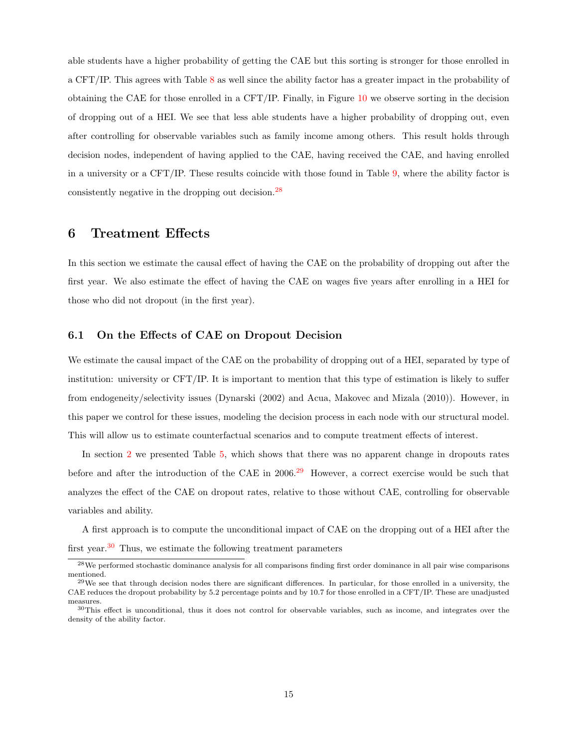able students have a higher probability of getting the CAE but this sorting is stronger for those enrolled in a CFT/IP. This agrees with Table 8 as well since the ability factor has a greater impact in the probability of obtaining the CAE for those enrolled in a CFT/IP. Finally, in Figure 10 we observe sorting in the decision of dropping out of a HEI. We see that less able students have a higher probability of dropping out, even after controlling for observable variables such as family income among others. This result holds through decision nodes, independent of having applied to the CAE, having received the CAE, and having enrolled in a university or a CFT/IP. These results coincide with those found in Table 9, where the ability factor is consistently negative in the dropping out decision.[28]

# 6 Treatment Effects

In this section we estimate the causal effect of having the CAE on the probability of dropping out after the first year. We also estimate the effect of having the CAE on wages five years after enrolling in a HEI for those who did not dropout (in the first year).

## 6.1 On the Effects of CAE on Dropout Decision

We estimate the causal impact of the CAE on the probability of dropping out of a HEI, separated by type of institution: university or CFT/IP. It is important to mention that this type of estimation is likely to suffer from endogeneity/selectivity issues (Dynarski (2002) and Acua, Makovec and Mizala (2010)). However, in this paper we control for these issues, modeling the decision process in each node with our structural model. This will allow us to estimate counterfactual scenarios and to compute treatment effects of interest.

In section 2 we presented Table 5, which shows that there was no apparent change in dropouts rates before and after the introduction of the CAE in 2006.[29] However, a correct exercise would be such that analyzes the effect of the CAE on dropout rates, relative to those without CAE, controlling for observable variables and ability.

A first approach is to compute the unconditional impact of CAE on the dropping out of a HEI after the first year.[30] Thus, we estimate the following treatment parameters

[28] We performed stochastic dominance analysis for all comparisons finding first order dominance in all pair wise comparisons mentioned.

[29] We see that through decision nodes there are significant differences. In particular, for those enrolled in a university, the CAE reduces the dropout probability by 5.2 percentage points and by 10.7 for those enrolled in a CFT/IP. These are unadjusted measures.

[30] This effect is unconditional, thus it does not control for observable variables, such as income, and integrates over the density of the ability factor.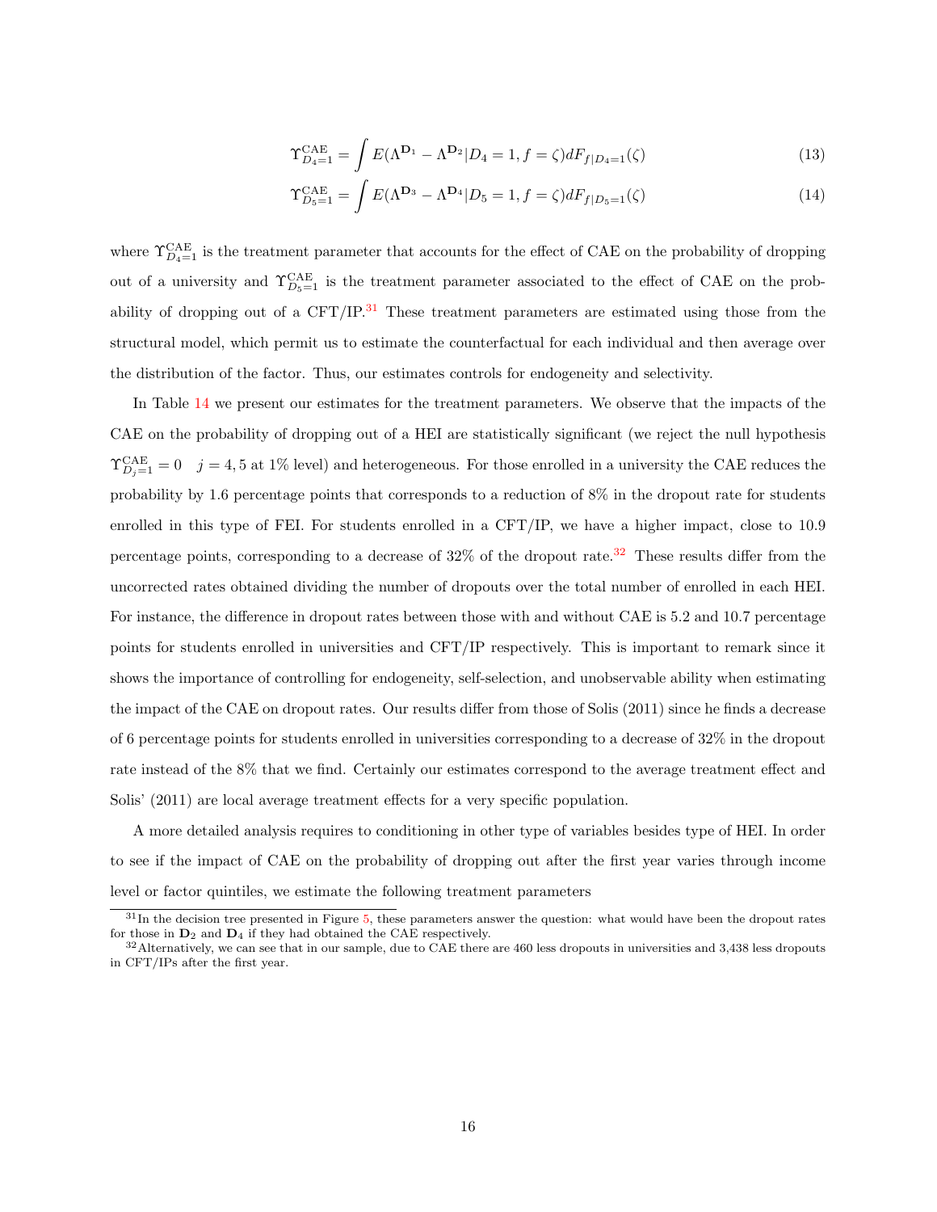$$\Upsilon^{\text{CAE}}_{D_4=1} = \int E(\Lambda^{\mathbf{D}_1} - \Lambda^{\mathbf{D}_2} | D_4 = 1, f = \zeta) dF_{f|D_4=1}(\zeta) \tag{13}$$

$$\Upsilon^{\text{CAE}}_{D_5=1} = \int E(\Lambda^{\mathbf{D}_3} - \Lambda^{\mathbf{D}_4} | D_5 = 1, f = \zeta) dF_{f|D_5=1}(\zeta) \tag{14}$$

where $\Upsilon^{\text{CAE}}_{D_4=1}$ is the treatment parameter that accounts for the effect of CAE on the probability of dropping out of a university and $\Upsilon^{\text{CAE}}_{D_5=1}$ is the treatment parameter associated to the effect of CAE on the probability of dropping out of a CFT/IP.[31] These treatment parameters are estimated using those from the structural model, which permit us to estimate the counterfactual for each individual and then average over the distribution of the factor. Thus, our estimates controls for endogeneity and selectivity.

In Table 14 we present our estimates for the treatment parameters. We observe that the impacts of the CAE on the probability of dropping out of a HEI are statistically significant (we reject the null hypothesis $\Upsilon^{\text{CAE}}_{D_j=1} = 0 \quad j = 4, 5$ at 1% level) and heterogeneous. For those enrolled in a university the CAE reduces the probability by 1.6 percentage points that corresponds to a reduction of 8% in the dropout rate for students enrolled in this type of FEI. For students enrolled in a CFT/IP, we have a higher impact, close to 10.9 percentage points, corresponding to a decrease of 32% of the dropout rate.[32] These results differ from the uncorrected rates obtained dividing the number of dropouts over the total number of enrolled in each HEI. For instance, the difference in dropout rates between those with and without CAE is 5.2 and 10.7 percentage points for students enrolled in universities and CFT/IP respectively. This is important to remark since it shows the importance of controlling for endogeneity, self-selection, and unobservable ability when estimating the impact of the CAE on dropout rates. Our results differ from those of Solis (2011) since he finds a decrease of 6 percentage points for students enrolled in universities corresponding to a decrease of 32% in the dropout rate instead of the 8% that we find. Certainly our estimates correspond to the average treatment effect and Solis' (2011) are local average treatment effects for a very specific population.

A more detailed analysis requires to conditioning in other type of variables besides type of HEI. In order to see if the impact of CAE on the probability of dropping out after the first year varies through income level or factor quintiles, we estimate the following treatment parameters

[31] In the decision tree presented in Figure 5, these parameters answer the question: what would have been the dropout rates for those in $\mathbf{D}_2$ and $\mathbf{D}_4$ if they had obtained the CAE respectively.

[32] Alternatively, we can see that in our sample, due to CAE there are 460 less dropouts in universities and 3,438 less dropouts in CFT/IPs after the first year.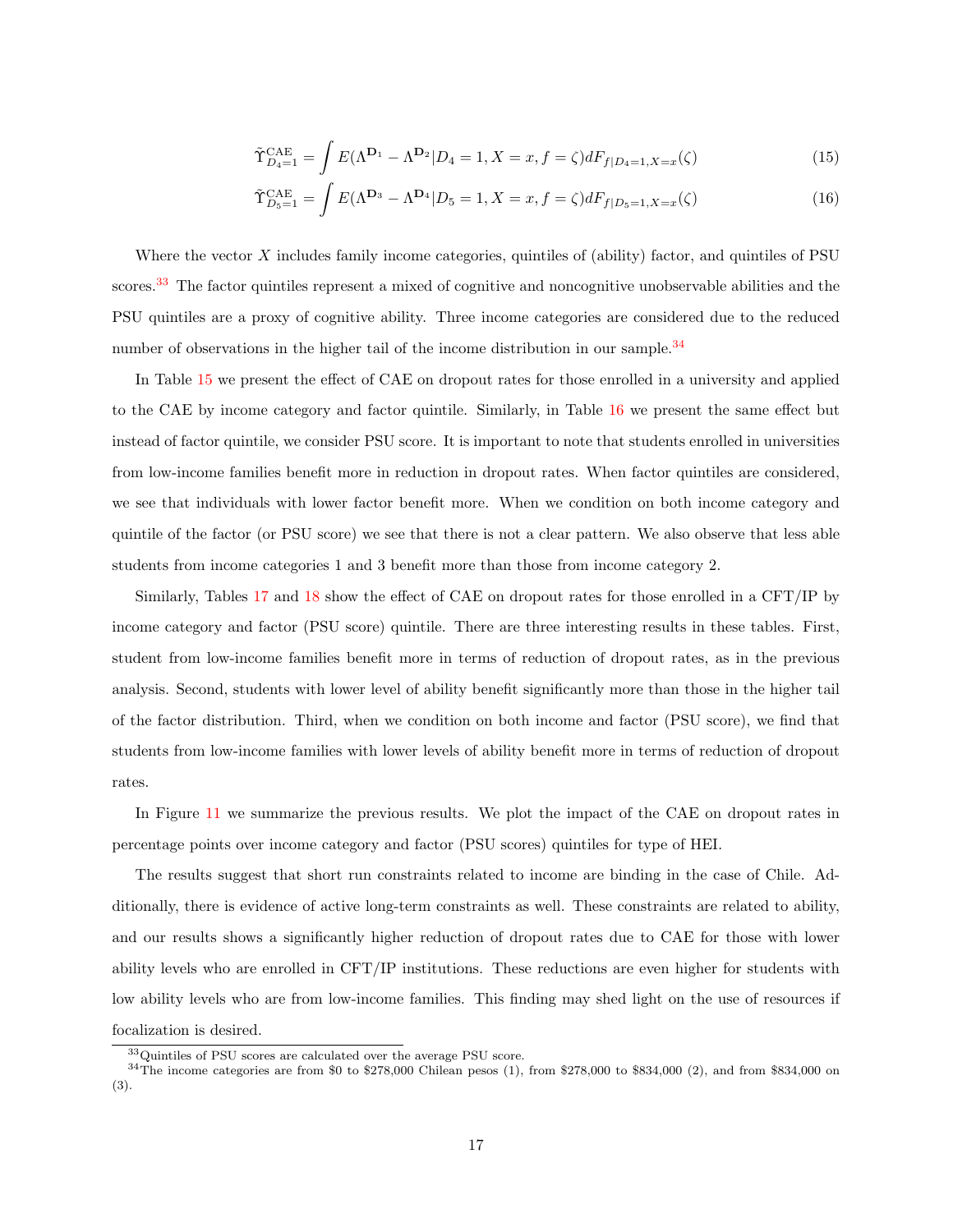$$\tilde{\Upsilon}^{\text{CAE}}_{D_4=1} = \int E(\Lambda^{\mathbf{D}_1} - \Lambda^{\mathbf{D}_2} | D_4 = 1, X = x, f = \zeta) dF_{f|D_4=1,X=x}(\zeta) \tag{15}$$

$$\tilde{\Upsilon}^{\text{CAE}}_{D_5=1} = \int E(\Lambda^{\mathbf{D}_3} - \Lambda^{\mathbf{D}_4} | D_5 = 1, X = x, f = \zeta) dF_{f|D_5=1,X=x}(\zeta) \tag{16}$$

Where the vector $X$ includes family income categories, quintiles of (ability) factor, and quintiles of PSU scores.[33] The factor quintiles represent a mixed of cognitive and noncognitive unobservable abilities and the PSU quintiles are a proxy of cognitive ability. Three income categories are considered due to the reduced number of observations in the higher tail of the income distribution in our sample.[34]

In Table 15 we present the effect of CAE on dropout rates for those enrolled in a university and applied to the CAE by income category and factor quintile. Similarly, in Table 16 we present the same effect but instead of factor quintile, we consider PSU score. It is important to note that students enrolled in universities from low-income families benefit more in reduction in dropout rates. When factor quintiles are considered, we see that individuals with lower factor benefit more. When we condition on both income category and quintile of the factor (or PSU score) we see that there is not a clear pattern. We also observe that less able students from income categories 1 and 3 benefit more than those from income category 2.

Similarly, Tables 17 and 18 show the effect of CAE on dropout rates for those enrolled in a CFT/IP by income category and factor (PSU score) quintile. There are three interesting results in these tables. First, student from low-income families benefit more in terms of reduction of dropout rates, as in the previous analysis. Second, students with lower level of ability benefit significantly more than those in the higher tail of the factor distribution. Third, when we condition on both income and factor (PSU score), we find that students from low-income families with lower levels of ability benefit more in terms of reduction of dropout rates.

In Figure 11 we summarize the previous results. We plot the impact of the CAE on dropout rates in percentage points over income category and factor (PSU scores) quintiles for type of HEI.

The results suggest that short run constraints related to income are binding in the case of Chile. Additionally, there is evidence of active long-term constraints as well. These constraints are related to ability, and our results shows a significantly higher reduction of dropout rates due to CAE for those with lower ability levels who are enrolled in CFT/IP institutions. These reductions are even higher for students with low ability levels who are from low-income families. This finding may shed light on the use of resources if focalization is desired.

[33] Quintiles of PSU scores are calculated over the average PSU score.

[34] The income categories are from $0 to $278,000 Chilean pesos (1), from $278,000 to $834,000 (2), and from $834,000 on (3).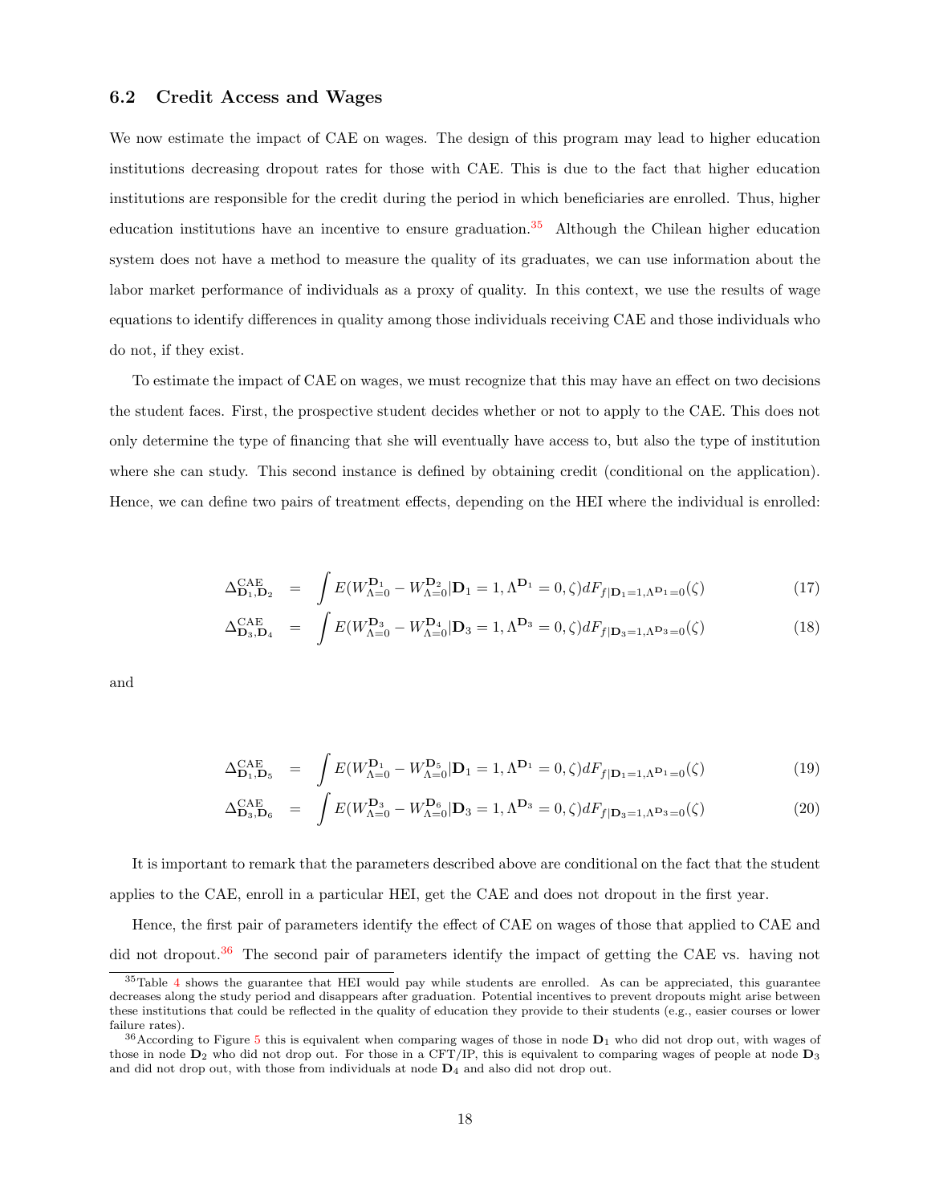### 6.2 Credit Access and Wages

We now estimate the impact of CAE on wages. The design of this program may lead to higher education institutions decreasing dropout rates for those with CAE. This is due to the fact that higher education institutions are responsible for the credit during the period in which beneficiaries are enrolled. Thus, higher education institutions have an incentive to ensure graduation.[35] Although the Chilean higher education system does not have a method to measure the quality of its graduates, we can use information about the labor market performance of individuals as a proxy of quality. In this context, we use the results of wage equations to identify differences in quality among those individuals receiving CAE and those individuals who do not, if they exist.

To estimate the impact of CAE on wages, we must recognize that this may have an effect on two decisions the student faces. First, the prospective student decides whether or not to apply to the CAE. This does not only determine the type of financing that she will eventually have access to, but also the type of institution where she can study. This second instance is defined by obtaining credit (conditional on the application). Hence, we can define two pairs of treatment effects, depending on the HEI where the individual is enrolled:

$$\Delta^{\text{CAE}}_{\mathbf{D}_1,\mathbf{D}_2} = \int E(W^{\mathbf{D}_1}_{\Lambda=0} - W^{\mathbf{D}_2}_{\Lambda=0} | \mathbf{D}_1 = 1, \Lambda^{\mathbf{D}_1} = 0, \zeta) dF_{f|\mathbf{D}_1=1,\Lambda^{\mathbf{D}_1}=0}(\zeta) \quad (17)$$

$$\Delta^{\text{CAE}}_{\mathbf{D}_3,\mathbf{D}_4} = \int E(W^{\mathbf{D}_3}_{\Lambda=0} - W^{\mathbf{D}_4}_{\Lambda=0} | \mathbf{D}_3 = 1, \Lambda^{\mathbf{D}_3} = 0, \zeta) dF_{f|\mathbf{D}_3=1,\Lambda^{\mathbf{D}_3}=0}(\zeta) \quad (18)$$

and

$$\Delta^{\text{CAE}}_{\mathbf{D}_1,\mathbf{D}_5} = \int E(W^{\mathbf{D}_1}_{\Lambda=0} - W^{\mathbf{D}_5}_{\Lambda=0} | \mathbf{D}_1 = 1, \Lambda^{\mathbf{D}_1} = 0, \zeta) dF_{f|\mathbf{D}_1=1,\Lambda^{\mathbf{D}_1}=0}(\zeta) \quad (19)$$

$$\Delta^{\text{CAE}}_{\mathbf{D}_3,\mathbf{D}_6} = \int E(W^{\mathbf{D}_3}_{\Lambda=0} - W^{\mathbf{D}_6}_{\Lambda=0} | \mathbf{D}_3 = 1, \Lambda^{\mathbf{D}_3} = 0, \zeta) dF_{f|\mathbf{D}_3=1,\Lambda^{\mathbf{D}_3}=0}(\zeta) \quad (20)$$

It is important to remark that the parameters described above are conditional on the fact that the student applies to the CAE, enroll in a particular HEI, get the CAE and does not dropout in the first year.

Hence, the first pair of parameters identify the effect of CAE on wages of those that applied to CAE and did not dropout.[36] The second pair of parameters identify the impact of getting the CAE vs. having not

[35] Table 4 shows the guarantee that HEI would pay while students are enrolled. As can be appreciated, this guarantee decreases along the study period and disappears after graduation. Potential incentives to prevent dropouts might arise between these institutions that could be reflected in the quality of education they provide to their students (e.g., easier courses or lower failure rates).

[36] According to Figure 5 this is equivalent when comparing wages of those in node $\mathbf{D}_1$ who did not drop out, with wages of those in node $\mathbf{D}_2$ who did not drop out. For those in a CFT/IP, this is equivalent to comparing wages of people at node $\mathbf{D}_3$ and did not drop out, with those from individuals at node $\mathbf{D}_4$ and also did not drop out.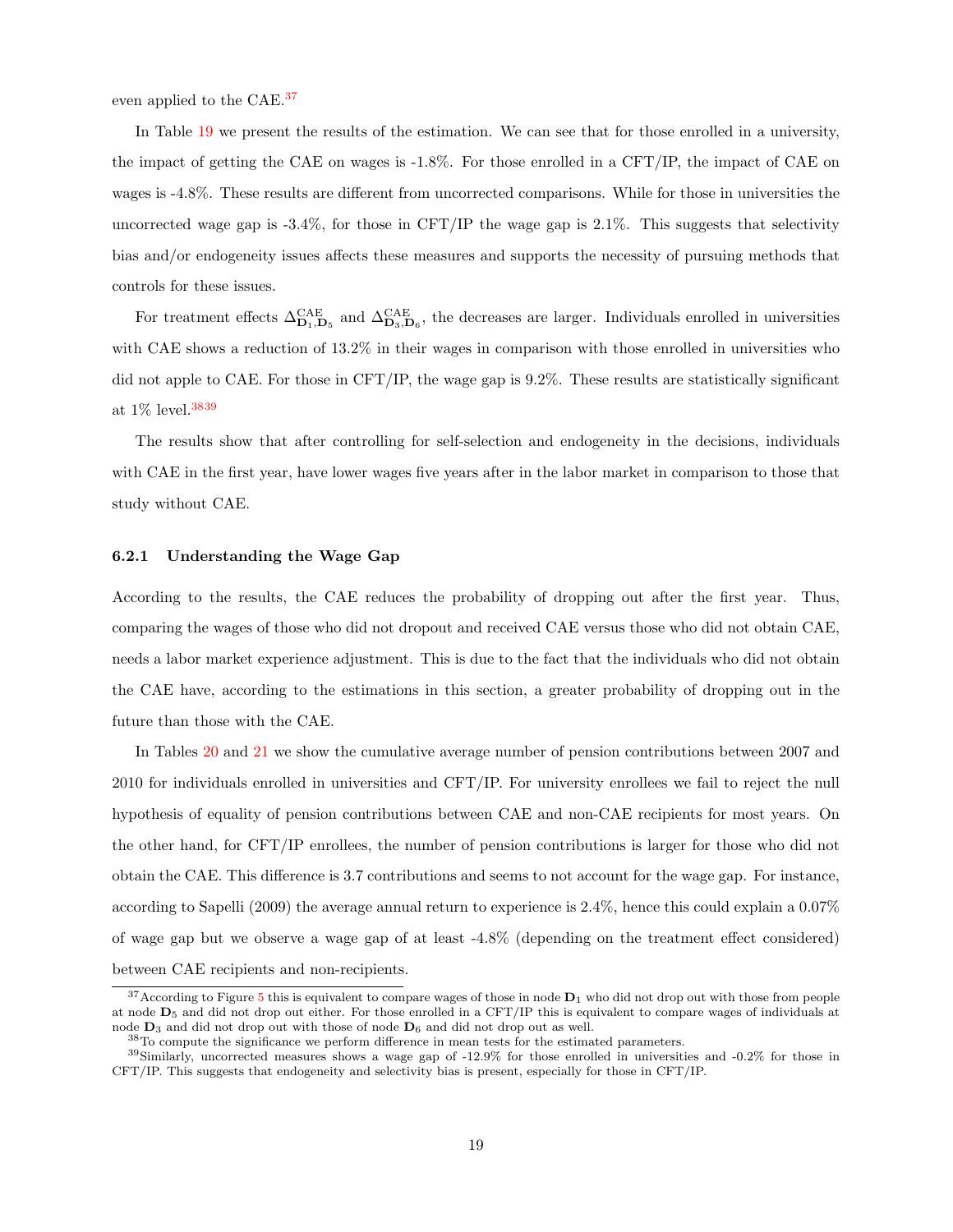even applied to the CAE.[37]

In Table 19 we present the results of the estimation. We can see that for those enrolled in a university, the impact of getting the CAE on wages is -1.8%. For those enrolled in a CFT/IP, the impact of CAE on wages is -4.8%. These results are different from uncorrected comparisons. While for those in universities the uncorrected wage gap is -3.4%, for those in CFT/IP the wage gap is 2.1%. This suggests that selectivity bias and/or endogeneity issues affects these measures and supports the necessity of pursuing methods that controls for these issues.

For treatment effects $\Delta^{\text{CAE}}_{\mathbf{D}_1,\mathbf{D}_5}$ and $\Delta^{\text{CAE}}_{\mathbf{D}_3,\mathbf{D}_6}$, the decreases are larger. Individuals enrolled in universities with CAE shows a reduction of 13.2% in their wages in comparison with those enrolled in universities who did not apple to CAE. For those in CFT/IP, the wage gap is 9.2%. These results are statistically significant at 1% level.[38][39]

The results show that after controlling for self-selection and endogeneity in the decisions, individuals with CAE in the first year, have lower wages five years after in the labor market in comparison to those that study without CAE.

#### 6.2.1 Understanding the Wage Gap

According to the results, the CAE reduces the probability of dropping out after the first year. Thus, comparing the wages of those who did not dropout and received CAE versus those who did not obtain CAE, needs a labor market experience adjustment. This is due to the fact that the individuals who did not obtain the CAE have, according to the estimations in this section, a greater probability of dropping out in the future than those with the CAE.

In Tables 20 and 21 we show the cumulative average number of pension contributions between 2007 and 2010 for individuals enrolled in universities and CFT/IP. For university enrollees we fail to reject the null hypothesis of equality of pension contributions between CAE and non-CAE recipients for most years. On the other hand, for CFT/IP enrollees, the number of pension contributions is larger for those who did not obtain the CAE. This difference is 3.7 contributions and seems to not account for the wage gap. For instance, according to Sapelli (2009) the average annual return to experience is 2.4%, hence this could explain a 0.07% of wage gap but we observe a wage gap of at least -4.8% (depending on the treatment effect considered) between CAE recipients and non-recipients.

---

[37] According to Figure 5 this is equivalent to compare wages of those in node $\mathbf{D}_1$ who did not drop out with those from people at node $\mathbf{D}_5$ and did not drop out either. For those enrolled in a CFT/IP this is equivalent to compare wages of individuals at node $\mathbf{D}_3$ and did not drop out with those of node $\mathbf{D}_6$ and did not drop out as well.

[38] To compute the significance we perform difference in mean tests for the estimated parameters.

[39] Similarly, uncorrected measures shows a wage gap of -12.9% for those enrolled in universities and -0.2% for those in CFT/IP. This suggests that endogeneity and selectivity bias is present, especially for those in CFT/IP.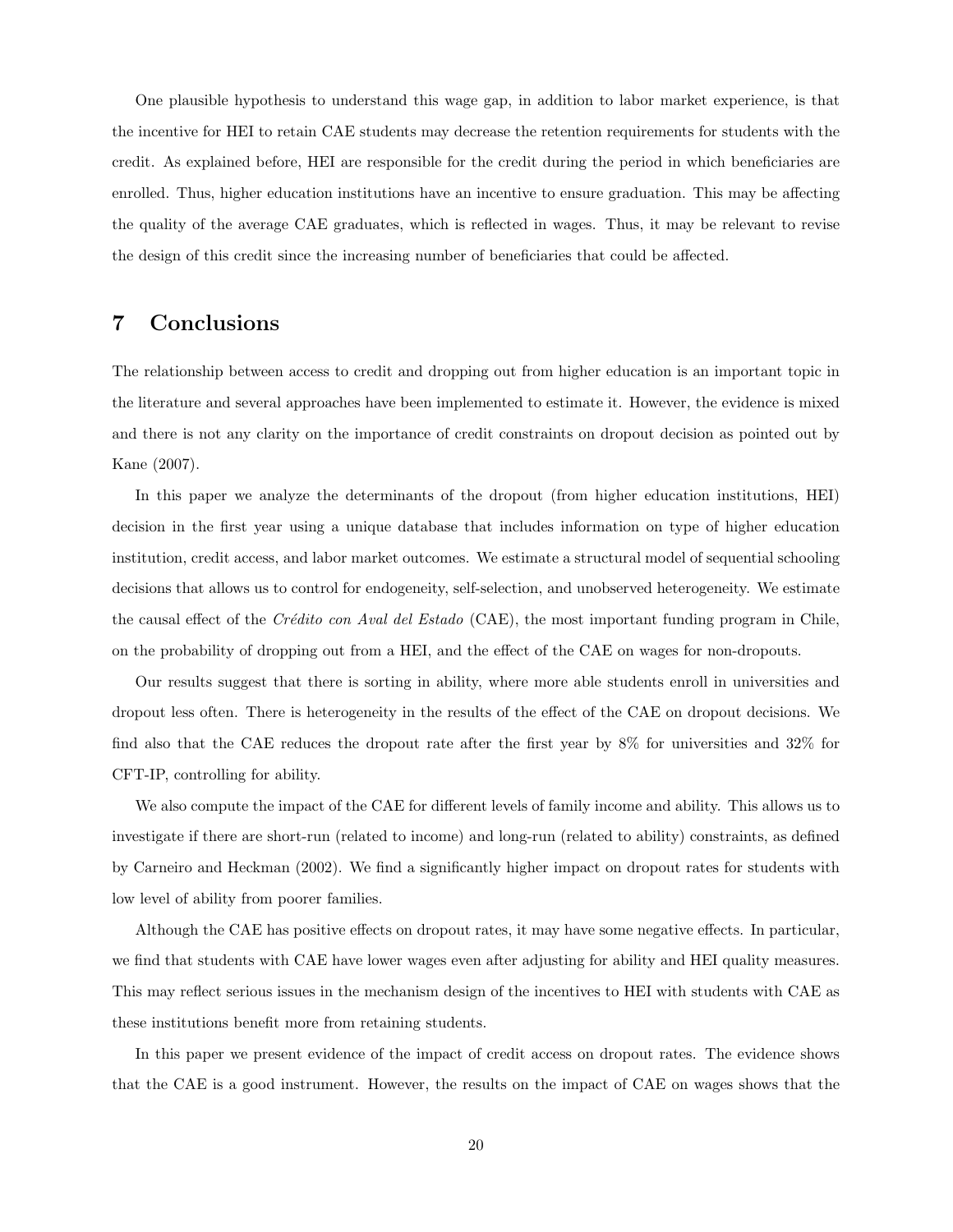One plausible hypothesis to understand this wage gap, in addition to labor market experience, is that the incentive for HEI to retain CAE students may decrease the retention requirements for students with the credit. As explained before, HEI are responsible for the credit during the period in which beneficiaries are enrolled. Thus, higher education institutions have an incentive to ensure graduation. This may be affecting the quality of the average CAE graduates, which is reflected in wages. Thus, it may be relevant to revise the design of this credit since the increasing number of beneficiaries that could be affected.

## 7 Conclusions

The relationship between access to credit and dropping out from higher education is an important topic in the literature and several approaches have been implemented to estimate it. However, the evidence is mixed and there is not any clarity on the importance of credit constraints on dropout decision as pointed out by Kane (2007).

In this paper we analyze the determinants of the dropout (from higher education institutions, HEI) decision in the first year using a unique database that includes information on type of higher education institution, credit access, and labor market outcomes. We estimate a structural model of sequential schooling decisions that allows us to control for endogeneity, self-selection, and unobserved heterogeneity. We estimate the causal effect of the *Crédito con Aval del Estado* (CAE), the most important funding program in Chile, on the probability of dropping out from a HEI, and the effect of the CAE on wages for non-dropouts.

Our results suggest that there is sorting in ability, where more able students enroll in universities and dropout less often. There is heterogeneity in the results of the effect of the CAE on dropout decisions. We find also that the CAE reduces the dropout rate after the first year by 8% for universities and 32% for CFT-IP, controlling for ability.

We also compute the impact of the CAE for different levels of family income and ability. This allows us to investigate if there are short-run (related to income) and long-run (related to ability) constraints, as defined by Carneiro and Heckman (2002). We find a significantly higher impact on dropout rates for students with low level of ability from poorer families.

Although the CAE has positive effects on dropout rates, it may have some negative effects. In particular, we find that students with CAE have lower wages even after adjusting for ability and HEI quality measures. This may reflect serious issues in the mechanism design of the incentives to HEI with students with CAE as these institutions benefit more from retaining students.

In this paper we present evidence of the impact of credit access on dropout rates. The evidence shows that the CAE is a good instrument. However, the results on the impact of CAE on wages shows that the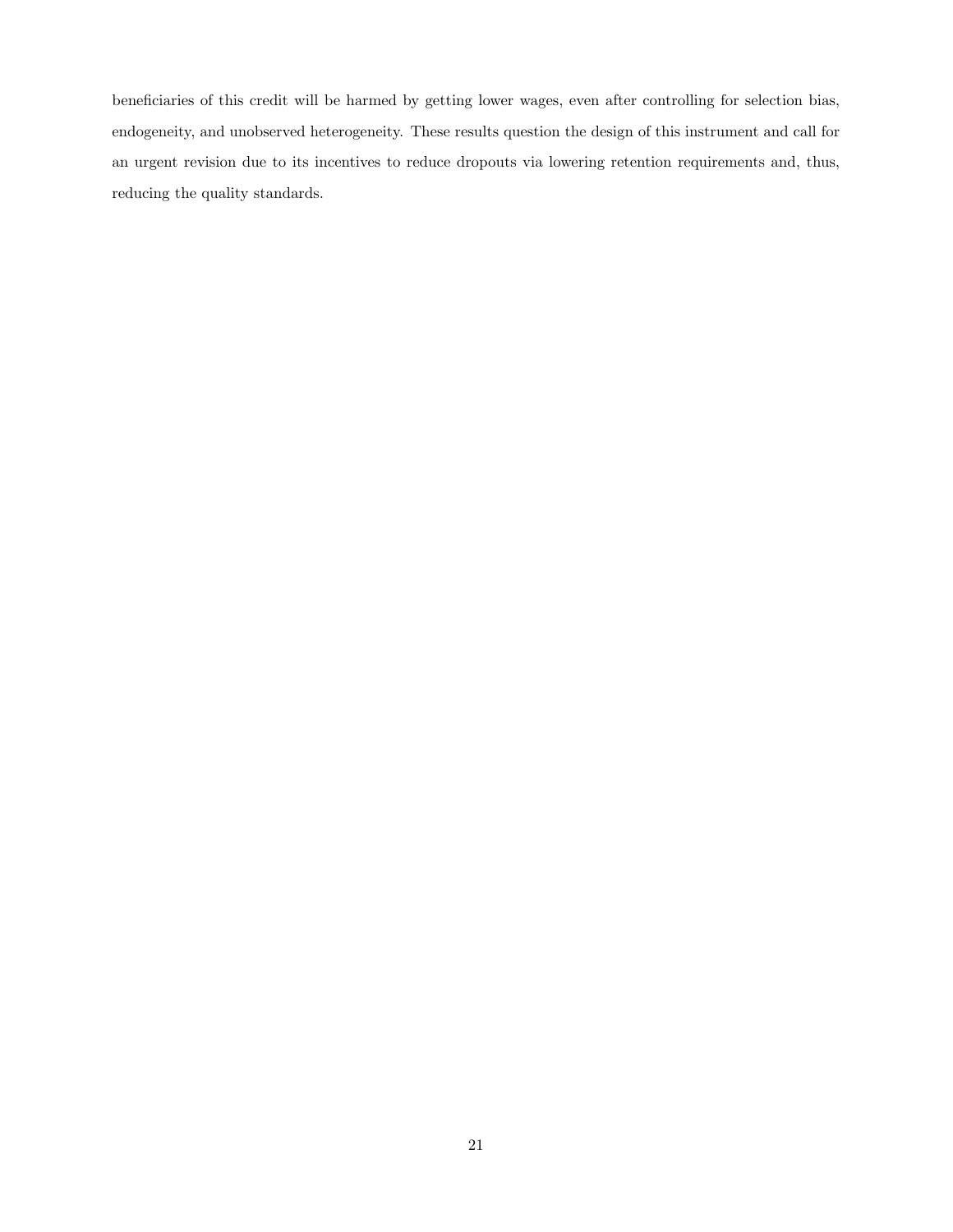beneficiaries of this credit will be harmed by getting lower wages, even after controlling for selection bias, endogeneity, and unobserved heterogeneity. These results question the design of this instrument and call for an urgent revision due to its incentives to reduce dropouts via lowering retention requirements and, thus, reducing the quality standards.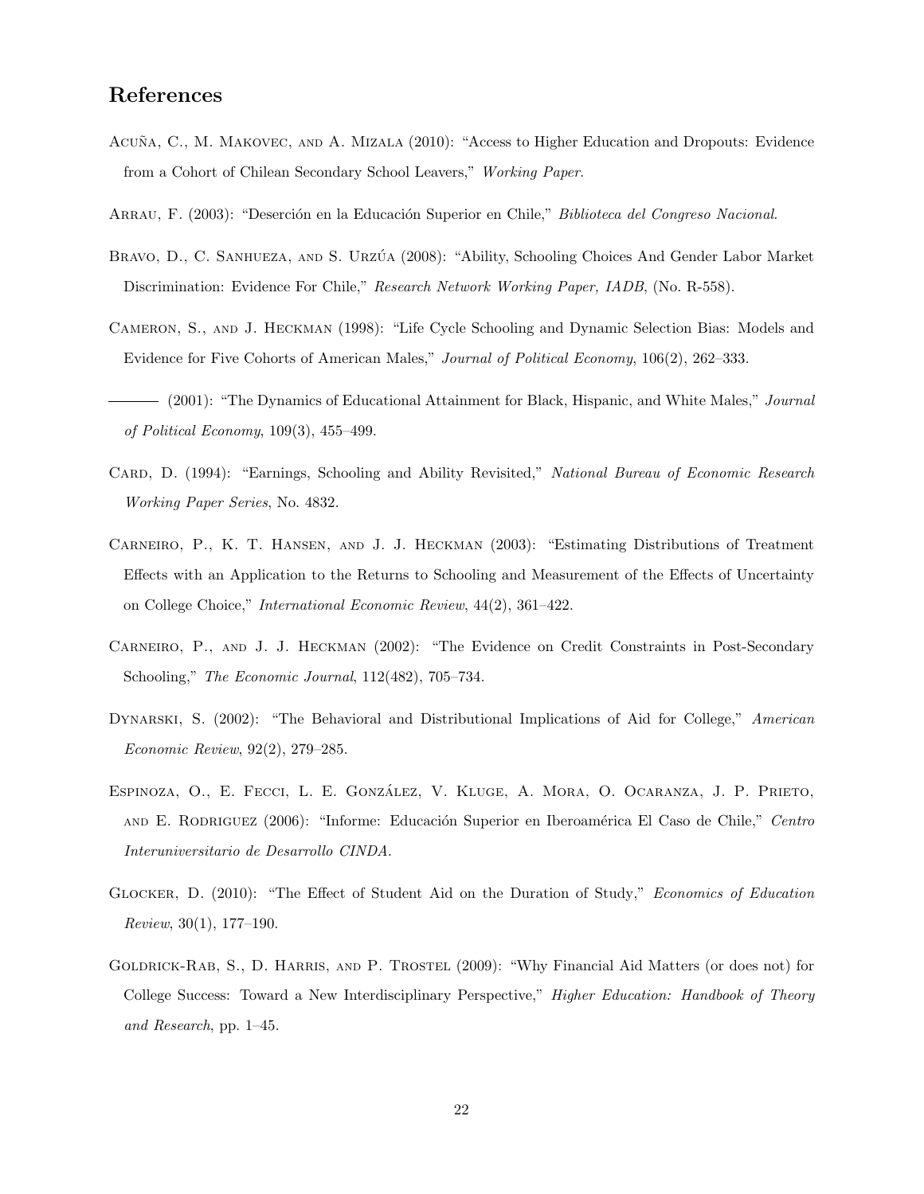## References

Acuña, C., M. Makovec, and A. Mizala (2010): "Access to Higher Education and Dropouts: Evidence from a Cohort of Chilean Secondary School Leavers," *Working Paper*.

Arrau, F. (2003): "Deserción en la Educación Superior en Chile," *Biblioteca del Congreso Nacional*.

Bravo, D., C. Sanhueza, and S. Urzúa (2008): "Ability, Schooling Choices And Gender Labor Market Discrimination: Evidence For Chile," *Research Network Working Paper, IADB*, (No. R-558).

Cameron, S., and J. Heckman (1998): "Life Cycle Schooling and Dynamic Selection Bias: Models and Evidence for Five Cohorts of American Males," *Journal of Political Economy*, 106(2), 262–333.

——— (2001): "The Dynamics of Educational Attainment for Black, Hispanic, and White Males," *Journal of Political Economy*, 109(3), 455–499.

Card, D. (1994): "Earnings, Schooling and Ability Revisited," *National Bureau of Economic Research Working Paper Series*, No. 4832.

Carneiro, P., K. T. Hansen, and J. J. Heckman (2003): "Estimating Distributions of Treatment Effects with an Application to the Returns to Schooling and Measurement of the Effects of Uncertainty on College Choice," *International Economic Review*, 44(2), 361–422.

Carneiro, P., and J. J. Heckman (2002): "The Evidence on Credit Constraints in Post-Secondary Schooling," *The Economic Journal*, 112(482), 705–734.

Dynarski, S. (2002): "The Behavioral and Distributional Implications of Aid for College," *American Economic Review*, 92(2), 279–285.

Espinoza, O., E. Fecci, L. E. González, V. Kluge, A. Mora, O. Ocaranza, J. P. Prieto, and E. Rodriguez (2006): "Informe: Educación Superior en Iberoamérica El Caso de Chile," *Centro Interuniversitario de Desarrollo CINDA*.

Glocker, D. (2010): "The Effect of Student Aid on the Duration of Study," *Economics of Education Review*, 30(1), 177–190.

Goldrick-Rab, S., D. Harris, and P. Trostel (2009): "Why Financial Aid Matters (or does not) for College Success: Toward a New Interdisciplinary Perspective," *Higher Education: Handbook of Theory and Research*, pp. 1–45.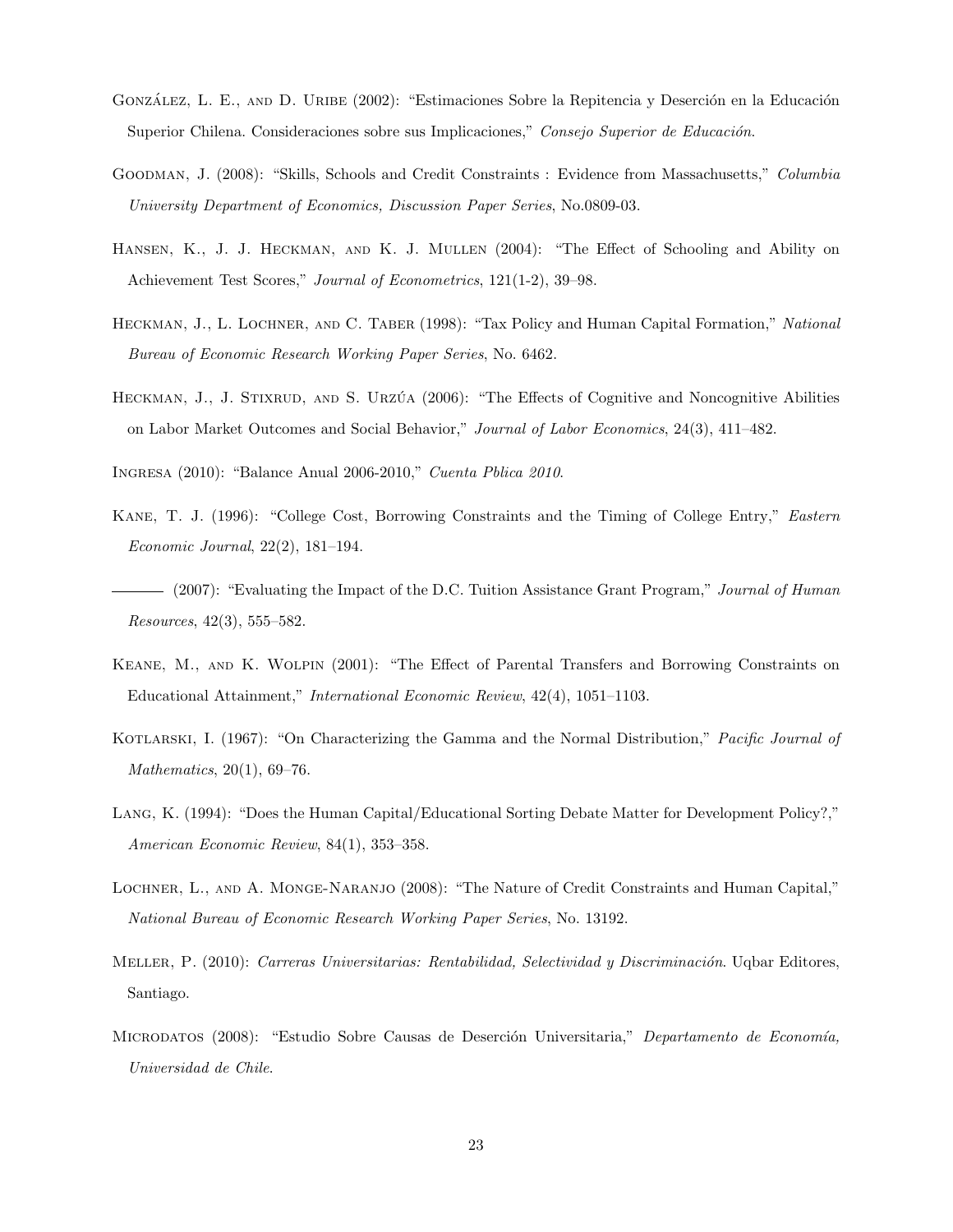González, L. E., and D. Uribe (2002): "Estimaciones Sobre la Repitencia y Deserción en la Educación Superior Chilena. Consideraciones sobre sus Implicaciones," *Consejo Superior de Educación*.

Goodman, J. (2008): "Skills, Schools and Credit Constraints : Evidence from Massachusetts," *Columbia University Department of Economics, Discussion Paper Series*, No.0809-03.

Hansen, K., J. J. Heckman, and K. J. Mullen (2004): "The Effect of Schooling and Ability on Achievement Test Scores," *Journal of Econometrics*, 121(1-2), 39–98.

Heckman, J., L. Lochner, and C. Taber (1998): "Tax Policy and Human Capital Formation," *National Bureau of Economic Research Working Paper Series*, No. 6462.

Heckman, J., J. Stixrud, and S. Urzúa (2006): "The Effects of Cognitive and Noncognitive Abilities on Labor Market Outcomes and Social Behavior," *Journal of Labor Economics*, 24(3), 411–482.

Ingresa (2010): "Balance Anual 2006-2010," *Cuenta Pblica 2010*.

Kane, T. J. (1996): "College Cost, Borrowing Constraints and the Timing of College Entry," *Eastern Economic Journal*, 22(2), 181–194.

——— (2007): "Evaluating the Impact of the D.C. Tuition Assistance Grant Program," *Journal of Human Resources*, 42(3), 555–582.

Keane, M., and K. Wolpin (2001): "The Effect of Parental Transfers and Borrowing Constraints on Educational Attainment," *International Economic Review*, 42(4), 1051–1103.

Kotlarski, I. (1967): "On Characterizing the Gamma and the Normal Distribution," *Pacific Journal of Mathematics*, 20(1), 69–76.

Lang, K. (1994): "Does the Human Capital/Educational Sorting Debate Matter for Development Policy?," *American Economic Review*, 84(1), 353–358.

Lochner, L., and A. Monge-Naranjo (2008): "The Nature of Credit Constraints and Human Capital," *National Bureau of Economic Research Working Paper Series*, No. 13192.

Meller, P. (2010): *Carreras Universitarias: Rentabilidad, Selectividad y Discriminación*. Uqbar Editores, Santiago.

Microdatos (2008): "Estudio Sobre Causas de Deserción Universitaria," *Departamento de Economía, Universidad de Chile*.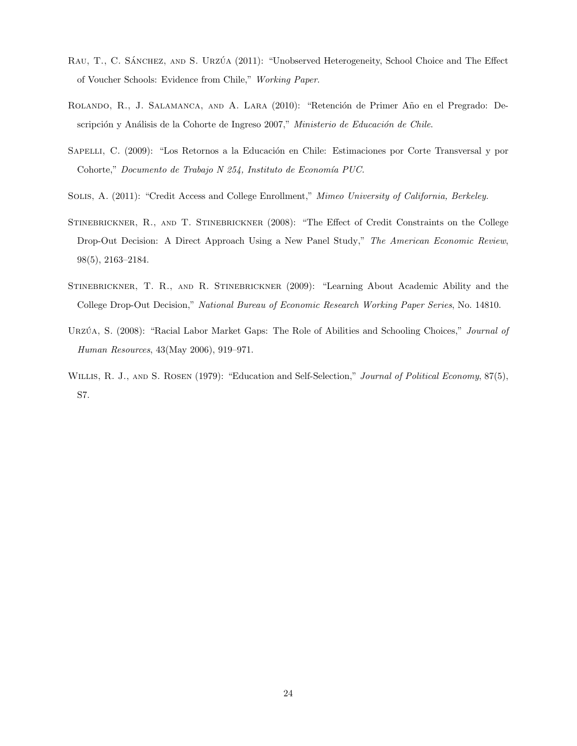Rau, T., C. Sánchez, and S. Urzúa (2011): "Unobserved Heterogeneity, School Choice and The Effect of Voucher Schools: Evidence from Chile," *Working Paper.*

Rolando, R., J. Salamanca, and A. Lara (2010): "Retención de Primer Año en el Pregrado: Descripción y Análisis de la Cohorte de Ingreso 2007," *Ministerio de Educación de Chile.*

Sapelli, C. (2009): "Los Retornos a la Educación en Chile: Estimaciones por Corte Transversal y por Cohorte," *Documento de Trabajo N 254, Instituto de Economía PUC.*

Solis, A. (2011): "Credit Access and College Enrollment," *Mimeo University of California, Berkeley.*

Stinebrickner, R., and T. Stinebrickner (2008): "The Effect of Credit Constraints on the College Drop-Out Decision: A Direct Approach Using a New Panel Study," *The American Economic Review*, 98(5), 2163–2184.

Stinebrickner, T. R., and R. Stinebrickner (2009): "Learning About Academic Ability and the College Drop-Out Decision," *National Bureau of Economic Research Working Paper Series*, No. 14810.

Urzúa, S. (2008): "Racial Labor Market Gaps: The Role of Abilities and Schooling Choices," *Journal of Human Resources*, 43(May 2006), 919–971.

Willis, R. J., and S. Rosen (1979): "Education and Self-Selection," *Journal of Political Economy*, 87(5), S7.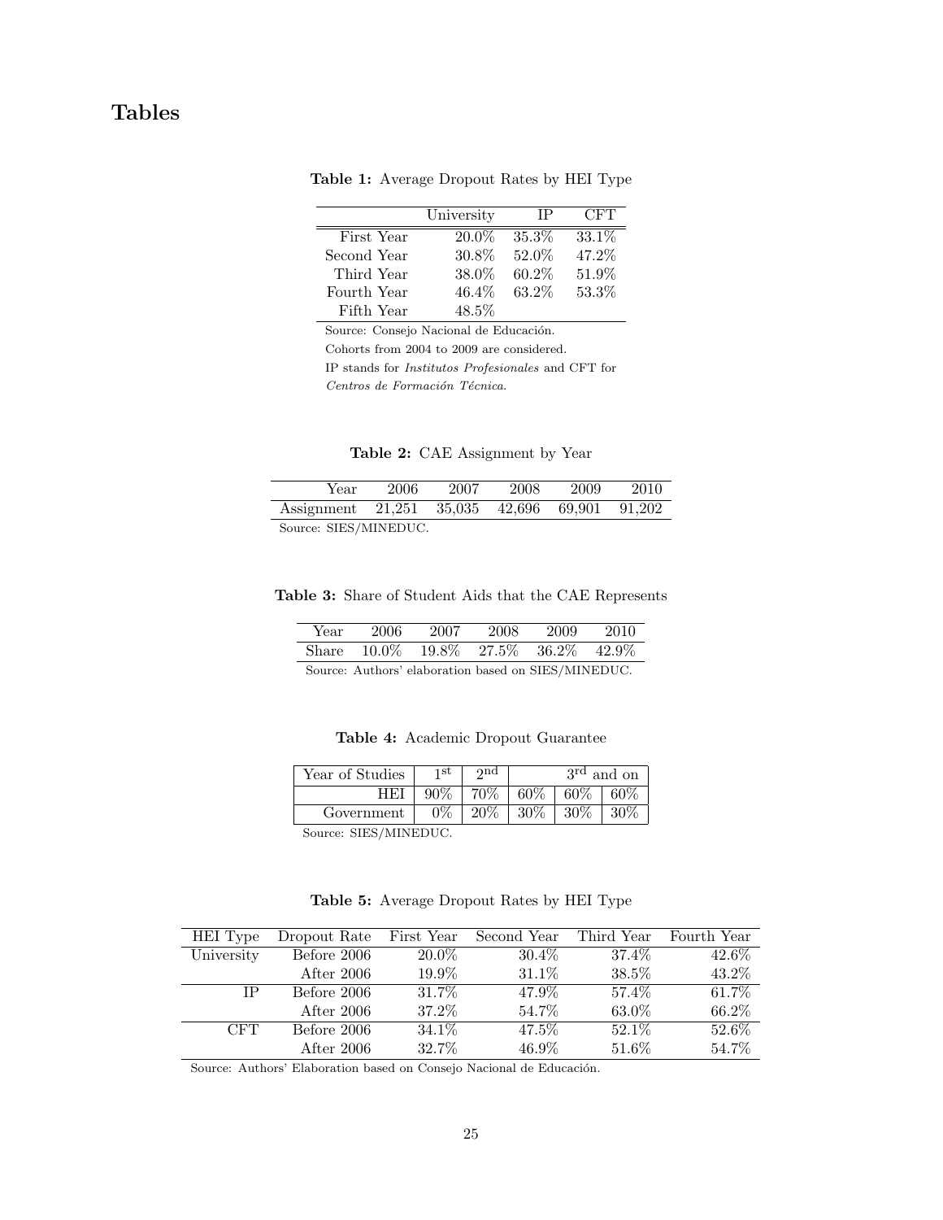# Tables

**Table 1:** Average Dropout Rates by HEI Type

| | University | IP | CFT |
|---|---|---|---|
| First Year | 20.0% | 35.3% | 33.1% |
| Second Year | 30.8% | 52.0% | 47.2% |
| Third Year | 38.0% | 60.2% | 51.9% |
| Fourth Year | 46.4% | 63.2% | 53.3% |
| Fifth Year | 48.5% | | |

Source: Consejo Nacional de Educación.

Cohorts from 2004 to 2009 are considered.

IP stands for *Institutos Profesionales* and CFT for *Centros de Formación Técnica*.

**Table 2:** CAE Assignment by Year

| Year | 2006 | 2007 | 2008 | 2009 | 2010 |
|---|---|---|---|---|---|
| Assignment | 21,251 | 35,035 | 42,696 | 69,901 | 91,202 |

Source: SIES/MINEDUC.

**Table 3:** Share of Student Aids that the CAE Represents

| Year | 2006 | 2007 | 2008 | 2009 | 2010 |
|---|---|---|---|---|---|
| Share | 10.0% | 19.8% | 27.5% | 36.2% | 42.9% |

Source: Authors' elaboration based on SIES/MINEDUC.

**Table 4:** Academic Dropout Guarantee

| Year of Studies | 1st | 2nd | 3rd and on | | |
|---|---|---|---|---|---|
| HEI | 90% | 70% | 60% | 60% | 60% |
| Government | 0% | 20% | 30% | 30% | 30% |

Source: SIES/MINEDUC.

**Table 5:** Average Dropout Rates by HEI Type

| HEI Type | Dropout Rate | First Year | Second Year | Third Year | Fourth Year |
|---|---|---|---|---|---|
| University | Before 2006 | 20.0% | 30.4% | 37.4% | 42.6% |
| | After 2006 | 19.9% | 31.1% | 38.5% | 43.2% |
| IP | Before 2006 | 31.7% | 47.9% | 57.4% | 61.7% |
| | After 2006 | 37.2% | 54.7% | 63.0% | 66.2% |
| CFT | Before 2006 | 34.1% | 47.5% | 52.1% | 52.6% |
| | After 2006 | 32.7% | 46.9% | 51.6% | 54.7% |

Source: Authors' Elaboration based on Consejo Nacional de Educación.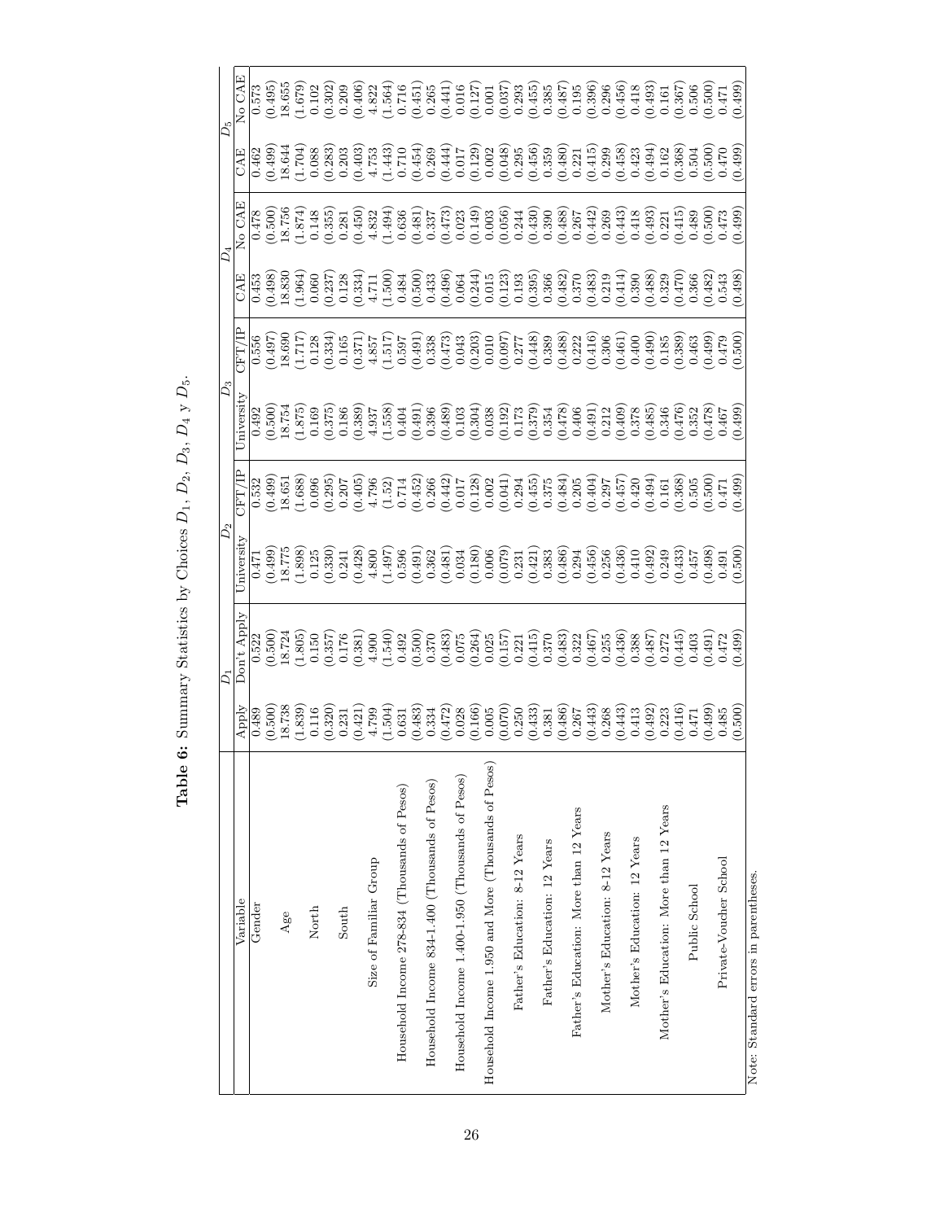**Table 6:** Summary Statistics by Choices $D_1$, $D_2$, $D_3$, $D_4$ y $D_5$.

| | $D_1$ | | $D_2$ | | $D_3$ | | $D_4$ | | $D_5$ | |
|---|---|---|---|---|---|---|---|---|---|---|
| Variable | Apply | Don't Apply | University | CFT/IP | University | CFT/IP | CAE | No CAE | CAE | No CAE |
| Gender | 0.489 | 0.522 | 0.471 | 0.532 | 0.492 | 0.556 | 0.453 | 0.478 | 0.462 | 0.573 |
| | (0.500) | (0.500) | (0.499) | (0.499) | (0.500) | (0.497) | (0.498) | (0.500) | (0.499) | (0.495) |
| Age | 18.738 | 18.724 | 18.775 | 18.651 | 18.754 | 18.690 | 18.830 | 18.756 | 18.644 | 18.655 |
| | (1.839) | (1.805) | (1.898) | (1.688) | (1.875) | (1.717) | (1.964) | (1.874) | (1.704) | (1.679) |
| North | 0.116 | 0.150 | 0.125 | 0.096 | 0.169 | 0.128 | 0.060 | 0.148 | 0.088 | 0.102 |
| | (0.320) | (0.357) | (0.330) | (0.295) | (0.375) | (0.334) | (0.237) | (0.355) | (0.283) | (0.302) |
| South | 0.231 | 0.176 | 0.241 | 0.207 | 0.186 | 0.165 | 0.128 | 0.281 | 0.203 | 0.209 |
| | (0.421) | (0.381) | (0.428) | (0.405) | (0.389) | (0.371) | (0.334) | (0.450) | (0.403) | (0.406) |
| Size of Familiar Group | 4.799 | 4.900 | 4.800 | 4.796 | 4.937 | 4.857 | 4.711 | 4.832 | 4.753 | 4.822 |
| | (1.504) | (1.540) | (1.497) | (1.52) | (1.558) | (1.517) | (1.500) | (1.494) | (1.443) | (1.564) |
| Household Income 278-834 (Thousands of Pesos) | 0.631 | 0.492 | 0.596 | 0.714 | 0.404 | 0.597 | 0.484 | 0.636 | 0.710 | 0.716 |
| | (0.483) | (0.500) | (0.491) | (0.452) | (0.491) | (0.491) | (0.500) | (0.481) | (0.454) | (0.451) |
| Household Income 834-1.400 (Thousands of Pesos) | 0.334 | 0.370 | 0.362 | 0.266 | 0.396 | 0.338 | 0.433 | 0.337 | 0.269 | 0.265 |
| | (0.472) | (0.483) | (0.481) | (0.442) | (0.489) | (0.473) | (0.496) | (0.473) | (0.444) | (0.441) |
| Household Income 1.400-1.950 (Thousands of Pesos) | 0.028 | 0.075 | 0.034 | 0.017 | 0.103 | 0.043 | 0.064 | 0.023 | 0.017 | 0.016 |
| | (0.166) | (0.264) | (0.180) | (0.128) | (0.304) | (0.203) | (0.244) | (0.149) | (0.129) | (0.127) |
| Household Income 1.950 and More (Thousands of Pesos) | 0.005 | 0.025 | 0.006 | 0.002 | 0.038 | 0.010 | 0.015 | 0.003 | 0.002 | 0.001 |
| | (0.070) | (0.157) | (0.079) | (0.041) | (0.192) | (0.097) | (0.123) | (0.056) | (0.048) | (0.037) |
| Father's Education: 8-12 Years | 0.250 | 0.221 | 0.231 | 0.294 | 0.173 | 0.277 | 0.193 | 0.244 | 0.295 | 0.293 |
| | (0.433) | (0.415) | (0.421) | (0.455) | (0.379) | (0.448) | (0.395) | (0.430) | (0.456) | (0.455) |
| Father's Education: 12 Years | 0.381 | 0.370 | 0.383 | 0.375 | 0.354 | 0.389 | 0.366 | 0.390 | 0.359 | 0.385 |
| | (0.486) | (0.483) | (0.486) | (0.484) | (0.478) | (0.488) | (0.482) | (0.488) | (0.480) | (0.487) |
| Father's Education: More than 12 Years | 0.267 | 0.322 | 0.294 | 0.205 | 0.406 | 0.222 | 0.370 | 0.267 | 0.221 | 0.195 |
| | (0.443) | (0.467) | (0.456) | (0.404) | (0.491) | (0.416) | (0.483) | (0.442) | (0.415) | (0.396) |
| Mother's Education: 8-12 Years | 0.268 | 0.255 | 0.256 | 0.297 | 0.212 | 0.306 | 0.219 | 0.269 | 0.299 | 0.296 |
| | (0.443) | (0.436) | (0.436) | (0.457) | (0.409) | (0.461) | (0.414) | (0.443) | (0.458) | (0.456) |
| Mother's Education: 12 Years | 0.413 | 0.388 | 0.410 | 0.420 | 0.378 | 0.400 | 0.390 | 0.418 | 0.423 | 0.418 |
| | (0.492) | (0.487) | (0.492) | (0.494) | (0.485) | (0.490) | (0.488) | (0.493) | (0.494) | (0.493) |
| Mother's Education: More than 12 Years | 0.223 | 0.272 | 0.249 | 0.161 | 0.346 | 0.185 | 0.329 | 0.221 | 0.162 | 0.161 |
| | (0.416) | (0.445) | (0.433) | (0.368) | (0.476) | (0.389) | (0.470) | (0.415) | (0.368) | (0.367) |
| Public School | 0.471 | 0.403 | 0.457 | 0.505 | 0.352 | 0.463 | 0.366 | 0.489 | 0.504 | 0.506 |
| | (0.499) | (0.491) | (0.498) | (0.500) | (0.478) | (0.499) | (0.482) | (0.500) | (0.500) | (0.500) |
| Private-Voucher School | 0.485 | 0.472 | 0.491 | 0.471 | 0.467 | 0.479 | 0.543 | 0.473 | 0.470 | 0.471 |
| | (0.500) | (0.499) | (0.500) | (0.499) | (0.499) | (0.500) | (0.498) | (0.499) | (0.499) | (0.499) |

Note: Standard errors in parentheses.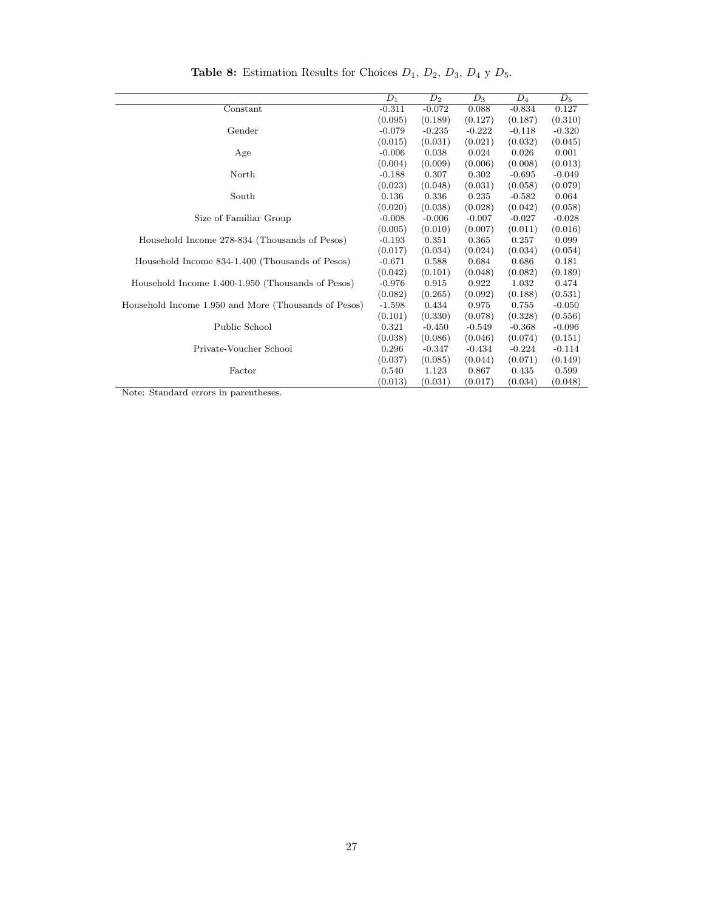**Table 8:** Estimation Results for Choices $D_1$, $D_2$, $D_3$, $D_4$ y $D_5$.

| | $D_1$ | $D_2$ | $D_3$ | $D_4$ | $D_5$ |
|---|---|---|---|---|---|
| Constant | -0.311 | -0.072 | 0.088 | -0.834 | 0.127 |
| | (0.095) | (0.189) | (0.127) | (0.187) | (0.310) |
| Gender | -0.079 | -0.235 | -0.222 | -0.118 | -0.320 |
| | (0.015) | (0.031) | (0.021) | (0.032) | (0.045) |
| Age | -0.006 | 0.038 | 0.024 | 0.026 | 0.001 |
| | (0.004) | (0.009) | (0.006) | (0.008) | (0.013) |
| North | -0.188 | 0.307 | 0.302 | -0.695 | -0.049 |
| | (0.023) | (0.048) | (0.031) | (0.058) | (0.079) |
| South | 0.136 | 0.336 | 0.235 | -0.582 | 0.064 |
| | (0.020) | (0.038) | (0.028) | (0.042) | (0.058) |
| Size of Familiar Group | -0.008 | -0.006 | -0.007 | -0.027 | -0.028 |
| | (0.005) | (0.010) | (0.007) | (0.011) | (0.016) |
| Household Income 278-834 (Thousands of Pesos) | -0.193 | 0.351 | 0.365 | 0.257 | 0.099 |
| | (0.017) | (0.034) | (0.024) | (0.034) | (0.054) |
| Household Income 834-1.400 (Thousands of Pesos) | -0.671 | 0.588 | 0.684 | 0.686 | 0.181 |
| | (0.042) | (0.101) | (0.048) | (0.082) | (0.189) |
| Household Income 1.400-1.950 (Thousands of Pesos) | -0.976 | 0.915 | 0.922 | 1.032 | 0.474 |
| | (0.082) | (0.265) | (0.092) | (0.188) | (0.531) |
| Household Income 1.950 and More (Thousands of Pesos) | -1.598 | 0.434 | 0.975 | 0.755 | -0.050 |
| | (0.101) | (0.330) | (0.078) | (0.328) | (0.556) |
| Public School | 0.321 | -0.450 | -0.549 | -0.368 | -0.096 |
| | (0.038) | (0.086) | (0.046) | (0.074) | (0.151) |
| Private-Voucher School | 0.296 | -0.347 | -0.434 | -0.224 | -0.114 |
| | (0.037) | (0.085) | (0.044) | (0.071) | (0.149) |
| Factor | 0.540 | 1.123 | 0.867 | 0.435 | 0.599 |
| | (0.013) | (0.031) | (0.017) | (0.034) | (0.048) |

Note: Standard errors in parentheses.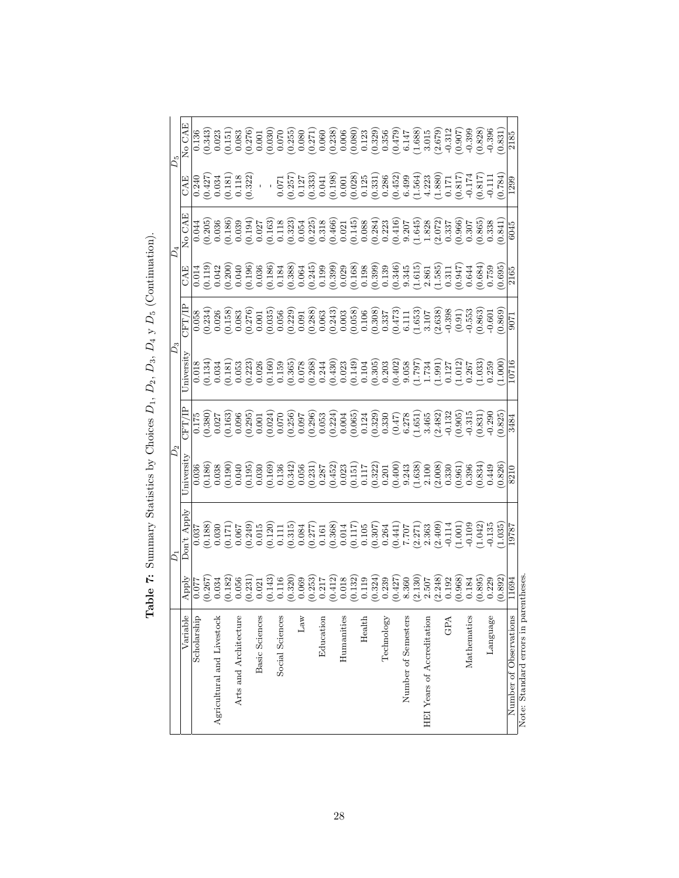**Table 7:** Summary Statistics by Choices $D_1$, $D_2$, $D_3$, $D_4$ y $D_5$ (Continuation).

| Variable | $D_1$ | | $D_2$ | | $D_3$ | | $D_4$ | | $D_5$ | |
|---|---|---|---|---|---|---|---|---|---|---|
| | Apply | Don't Apply | University | CFT/IP | University | CFT/IP | CAE | No CAE | CAE | No CAE |
| Scholarship | 0.077 | 0.037 | 0.036 | 0.175 | 0.018 | 0.058 | 0.014 | 0.044 | 0.240 | 0.136 |
| | (0.267) | (0.188) | (0.186) | (0.380) | (0.134) | (0.234) | (0.119) | (0.205) | (0.427) | (0.343) |
| Agricultural and Livestock | 0.034 | 0.030 | 0.038 | 0.027 | 0.034 | 0.026 | 0.042 | 0.036 | 0.034 | 0.023 |
| | (0.182) | (0.171) | (0.190) | (0.163) | (0.181) | (0.158) | (0.200) | (0.186) | (0.181) | (0.151) |
| Arts and Architecture | 0.056 | 0.067 | 0.040 | 0.096 | 0.053 | 0.083 | 0.040 | 0.039 | 0.118 | 0.083 |
| | (0.231) | (0.249) | (0.195) | (0.295) | (0.223) | (0.276) | (0.196) | (0.194) | (0.322) | (0.276) |
| Basic Sciences | 0.021 | 0.015 | 0.030 | 0.001 | 0.026 | 0.001 | 0.036 | 0.027 | - | 0.001 |
| | (0.143) | (0.120) | (0.169) | (0.024) | (0.160) | (0.035) | (0.186) | (0.163) | - | (0.030) |
| Social Sciences | 0.116 | 0.111 | 0.136 | 0.070 | 0.159 | 0.056 | 0.184 | 0.118 | 0.071 | 0.070 |
| | (0.320) | (0.315) | (0.342) | (0.256) | (0.365) | (0.229) | (0.388) | (0.323) | (0.257) | (0.255) |
| Law | 0.069 | 0.084 | 0.056 | 0.097 | 0.078 | 0.091 | 0.064 | 0.054 | 0.127 | 0.080 |
| | (0.253) | (0.277) | (0.231) | (0.296) | (0.268) | (0.288) | (0.245) | (0.225) | (0.333) | (0.271) |
| Education | 0.217 | 0.161 | 0.287 | 0.053 | 0.244 | 0.063 | 0.199 | 0.318 | 0.041 | 0.060 |
| | (0.412) | (0.368) | (0.452) | (0.224) | (0.430) | (0.243) | (0.399) | (0.466) | (0.198) | (0.238) |
| Humanities | 0.018 | 0.014 | 0.023 | 0.004 | 0.023 | 0.003 | 0.029 | 0.021 | 0.001 | 0.006 |
| | (0.132) | (0.117) | (0.151) | (0.065) | (0.149) | (0.058) | (0.168) | (0.145) | (0.028) | (0.080) |
| Health | 0.119 | 0.105 | 0.117 | 0.124 | 0.104 | 0.106 | 0.198 | 0.088 | 0.125 | 0.123 |
| | (0.324) | (0.307) | (0.322) | (0.329) | (0.305) | (0.308) | (0.399) | (0.284) | (0.331) | (0.329) |
| Technology | 0.239 | 0.264 | 0.201 | 0.330 | 0.203 | 0.337 | 0.139 | 0.223 | 0.286 | 0.356 |
| | (0.427) | (0.441) | (0.400) | (0.47) | (0.402) | (0.473) | (0.346) | (0.416) | (0.452) | (0.479) |
| Number of Semesters | 8.360 | 7.707 | 9.243 | 6.278 | 9.058 | 6.111 | 9.345 | 9.207 | 6.499 | 6.147 |
| | (2.130) | (2.271) | (1.638) | (1.651) | (1.797) | (1.653) | (1.615) | (1.645) | (1.564) | (1.688) |
| HEI Years of Accreditation | 2.507 | 2.363 | 2.100 | 3.465 | 1.734 | 3.107 | 2.861 | 1.828 | 4.223 | 3.015 |
| | (2.248) | (2.409) | (2.008) | (2.482) | (1.991) | (2.638) | (1.585) | (2.072) | (1.880) | (2.679) |
| GPA | 0.192 | -0.114 | 0.330 | -0.132 | 0.127 | -0.398 | 0.311 | 0.337 | 0.171 | -0.312 |
| | (0.968) | (1.001) | (0.961) | (0.905) | (1.012) | (0.91) | (0.947) | (0.966) | (0.817) | (0.907) |
| Mathematics | 0.184 | -0.109 | 0.396 | -0.315 | 0.267 | -0.553 | 0.644 | 0.307 | -0.174 | -0.399 |
| | (0.895) | (1.042) | (0.834) | (0.831) | (1.033) | (0.863) | (0.684) | (0.865) | (0.817) | (0.828) |
| Language | 0.229 | -0.135 | 0.449 | -0.290 | 0.259 | -0.601 | 0.759 | 0.338 | -0.111 | -0.396 |
| | (0.892) | (1.035) | (0.826) | (0.825) | (1.000) | (0.869) | (0.695) | (0.841) | (0.784) | (0.831) |
| Number of Observations | 11694 | 19787 | 8210 | 3484 | 10716 | 9071 | 2165 | 6045 | 1299 | 2185 |

Note: Standard errors in parentheses.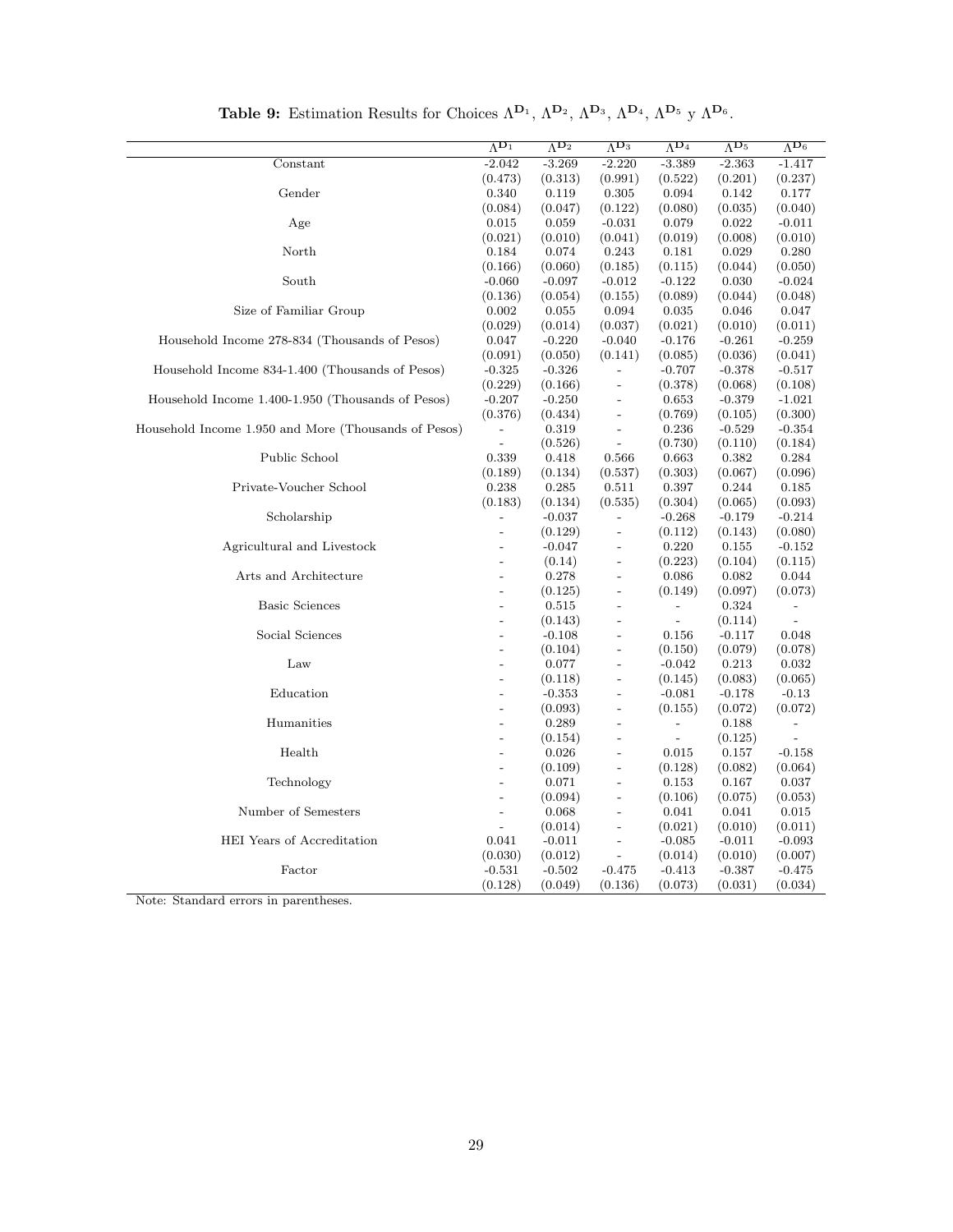**Table 9:** Estimation Results for Choices $\Lambda^{\mathbf{D}_1}$, $\Lambda^{\mathbf{D}_2}$, $\Lambda^{\mathbf{D}_3}$, $\Lambda^{\mathbf{D}_4}$, $\Lambda^{\mathbf{D}_5}$ y $\Lambda^{\mathbf{D}_6}$.

| | $\Lambda^{\mathbf{D}_1}$ | $\Lambda^{\mathbf{D}_2}$ | $\Lambda^{\mathbf{D}_3}$ | $\Lambda^{\mathbf{D}_4}$ | $\Lambda^{\mathbf{D}_5}$ | $\Lambda^{\mathbf{D}_6}$ |
|---|---|---|---|---|---|---|
| Constant | -2.042 | -3.269 | -2.220 | -3.389 | -2.363 | -1.417 |
| | (0.473) | (0.313) | (0.991) | (0.522) | (0.201) | (0.237) |
| Gender | 0.340 | 0.119 | 0.305 | 0.094 | 0.142 | 0.177 |
| | (0.084) | (0.047) | (0.122) | (0.080) | (0.035) | (0.040) |
| Age | 0.015 | 0.059 | -0.031 | 0.079 | 0.022 | -0.011 |
| | (0.021) | (0.010) | (0.041) | (0.019) | (0.008) | (0.010) |
| North | 0.184 | 0.074 | 0.243 | 0.181 | 0.029 | 0.280 |
| | (0.166) | (0.060) | (0.185) | (0.115) | (0.044) | (0.050) |
| South | -0.060 | -0.097 | -0.012 | -0.122 | 0.030 | -0.024 |
| | (0.136) | (0.054) | (0.155) | (0.089) | (0.044) | (0.048) |
| Size of Familiar Group | 0.002 | 0.055 | 0.094 | 0.035 | 0.046 | 0.047 |
| | (0.029) | (0.014) | (0.037) | (0.021) | (0.010) | (0.011) |
| Household Income 278-834 (Thousands of Pesos) | 0.047 | -0.220 | -0.040 | -0.176 | -0.261 | -0.259 |
| | (0.091) | (0.050) | (0.141) | (0.085) | (0.036) | (0.041) |
| Household Income 834-1.400 (Thousands of Pesos) | -0.325 | -0.326 | - | -0.707 | -0.378 | -0.517 |
| | (0.229) | (0.166) | - | (0.378) | (0.068) | (0.108) |
| Household Income 1.400-1.950 (Thousands of Pesos) | -0.207 | -0.250 | - | 0.653 | -0.379 | -1.021 |
| | (0.376) | (0.434) | - | (0.769) | (0.105) | (0.300) |
| Household Income 1.950 and More (Thousands of Pesos) | - | 0.319 | - | 0.236 | -0.529 | -0.354 |
| | - | (0.526) | - | (0.730) | (0.110) | (0.184) |
| Public School | 0.339 | 0.418 | 0.566 | 0.663 | 0.382 | 0.284 |
| | (0.189) | (0.134) | (0.537) | (0.303) | (0.067) | (0.096) |
| Private-Voucher School | 0.238 | 0.285 | 0.511 | 0.397 | 0.244 | 0.185 |
| | (0.183) | (0.134) | (0.535) | (0.304) | (0.065) | (0.093) |
| Scholarship | - | -0.037 | - | -0.268 | -0.179 | -0.214 |
| | - | (0.129) | - | (0.112) | (0.143) | (0.080) |
| Agricultural and Livestock | - | -0.047 | - | 0.220 | 0.155 | -0.152 |
| | - | (0.14) | - | (0.223) | (0.104) | (0.115) |
| Arts and Architecture | - | 0.278 | - | 0.086 | 0.082 | 0.044 |
| | - | (0.125) | - | (0.149) | (0.097) | (0.073) |
| Basic Sciences | - | 0.515 | - | - | 0.324 | - |
| | - | (0.143) | - | - | (0.114) | - |
| Social Sciences | - | -0.108 | - | 0.156 | -0.117 | 0.048 |
| | - | (0.104) | - | (0.150) | (0.079) | (0.078) |
| Law | - | 0.077 | - | -0.042 | 0.213 | 0.032 |
| | - | (0.118) | - | (0.145) | (0.083) | (0.065) |
| Education | - | -0.353 | - | -0.081 | -0.178 | -0.13 |
| | - | (0.093) | - | (0.155) | (0.072) | (0.072) |
| Humanities | - | 0.289 | - | - | 0.188 | - |
| | - | (0.154) | - | - | (0.125) | - |
| Health | - | 0.026 | - | 0.015 | 0.157 | -0.158 |
| | - | (0.109) | - | (0.128) | (0.082) | (0.064) |
| Technology | - | 0.071 | - | 0.153 | 0.167 | 0.037 |
| | - | (0.094) | - | (0.106) | (0.075) | (0.053) |
| Number of Semesters | - | 0.068 | - | 0.041 | 0.041 | 0.015 |
| | - | (0.014) | - | (0.021) | (0.010) | (0.011) |
| HEI Years of Accreditation | 0.041 | -0.011 | - | -0.085 | -0.011 | -0.093 |
| | (0.030) | (0.012) | - | (0.014) | (0.010) | (0.007) |
| Factor | -0.531 | -0.502 | -0.475 | -0.413 | -0.387 | -0.475 |
| | (0.128) | (0.049) | (0.136) | (0.073) | (0.031) | (0.034) |

Note: Standard errors in parentheses.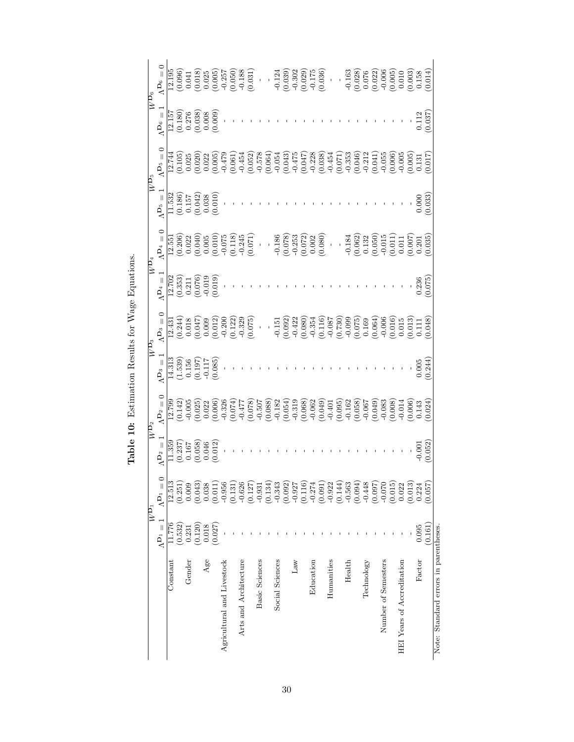**Table 10:** Estimation Results for Wage Equations.

| | $W^{D_1}$ | | $W^{D_2}$ | | $W^{D_3}$ | | $W^{D_4}$ | | $W^{D_5}$ | | $W^{D_6}$ | |
|---|---|---|---|---|---|---|---|---|---|---|---|---|
| | $\Lambda^{D_1}=1$ | $\Lambda^{D_1}=0$ | $\Lambda^{D_2}=1$ | $\Lambda^{D_2}=0$ | $\Lambda^{D_3}=1$ | $\Lambda^{D_3}=0$ | $\Lambda^{D_4}=1$ | $\Lambda^{D_4}=0$ | $\Lambda^{D_5}=1$ | $\Lambda^{D_5}=0$ | $\Lambda^{D_6}=1$ | $\Lambda^{D_6}=0$ |
| Constant | 11.776 | 12.513 | 11.359 | 12.799 | 14.313 | 12.431 | 12.702 | 12.551 | 11.532 | 12.744 | 12.157 | 12.195 |
| | (0.532) | (0.251) | (0.237) | (0.142) | (1.539) | (0.244) | (0.353) | (0.206) | (0.186) | (0.105) | (0.180) | (0.096) |
| Gender | 0.231 | 0.009 | 0.167 | -0.005 | 0.156 | 0.018 | 0.211 | 0.022 | 0.157 | 0.025 | 0.276 | 0.041 |
| | (0.120) | (0.043) | (0.058) | (0.025) | (0.197) | (0.047) | (0.076) | (0.040) | (0.042) | (0.020) | (0.038) | (0.018) |
| Age | 0.018 | 0.038 | 0.046 | 0.022 | -0.117 | 0.009 | -0.019 | 0.005 | 0.038 | 0.022 | 0.008 | 0.025 |
| | (0.027) | (0.011) | (0.012) | (0.006) | (0.085) | (0.012) | (0.019) | (0.010) | (0.010) | (0.005) | (0.009) | (0.005) |
| Agricultural and Livestock | - | -0.956 | - | -0.326 | - | -0.200 | - | -0.075 | - | -0.479 | - | -0.257 |
| | | (0.131) | | (0.074) | | (0.122) | | (0.118) | | (0.061) | | (0.050) |
| Arts and Architecture | - | -0.626 | - | -0.477 | - | -0.329 | - | -0.245 | - | -0.454 | - | -0.188 |
| | | (0.127) | | (0.078) | | (0.075) | | (0.071) | | (0.052) | | (0.031) |
| Basic Sciences | - | -0.931 | - | -0.507 | - | - | - | - | - | -0.578 | - | - |
| | | (0.134) | | (0.088) | | | | | | (0.064) | | |
| Social Sciences | - | -0.343 | - | -0.182 | - | -0.151 | - | -0.186 | - | -0.054 | - | -0.124 |
| | | (0.092) | | (0.054) | | (0.092) | | (0.078) | | (0.043) | | (0.039) |
| Law | - | -0.927 | - | -0.319 | - | -0.422 | - | -0.253 | - | -0.475 | - | -0.302 |
| | | (0.116) | | (0.068) | | (0.080) | | (0.072) | | (0.047) | | (0.029) |
| Education | - | -0.274 | - | -0.062 | - | -0.354 | - | 0.002 | - | -0.228 | - | -0.175 |
| | | (0.091) | | (0.049) | | (0.116) | | (0.080) | | (0.038) | | (0.036) |
| Humanities | - | -0.922 | - | -0.401 | - | -0.087 | - | - | - | -0.454 | - | - |
| | | (0.144) | | (0.095) | | (0.730) | | | | (0.071) | | |
| Health | - | -0.563 | - | -0.162 | - | -0.099 | - | -0.184 | - | -0.353 | - | -0.163 |
| | | (0.094) | | (0.058) | | (0.075) | | (0.062) | | (0.046) | | (0.028) |
| Technology | - | -0.448 | - | -0.067 | - | 0.169 | - | 0.132 | - | -0.212 | - | 0.076 |
| | | (0.097) | | (0.049) | | (0.064) | | (0.050) | | (0.041) | | (0.022) |
| Number of Semesters | - | -0.070 | - | -0.083 | - | -0.006 | - | -0.015 | - | -0.055 | - | -0.006 |
| | | (0.015) | | (0.008) | | (0.016) | | (0.011) | | (0.006) | | (0.005) |
| HEI Years of Accreditation | - | 0.022 | - | -0.014 | - | 0.015 | - | 0.011 | - | -0.005 | - | 0.010 |
| | | (0.013) | | (0.006) | | (0.013) | | (0.007) | | (0.005) | | (0.003) |
| Factor | 0.095 | 0.224 | -0.001 | 0.143 | 0.005 | 0.111 | 0.236 | 0.201 | 0.000 | 0.131 | 0.112 | 0.158 |
| | (0.161) | (0.057) | (0.052) | (0.024) | (0.244) | (0.048) | (0.075) | (0.035) | (0.033) | (0.017) | (0.037) | (0.014) |

Note: Standard errors in parentheses.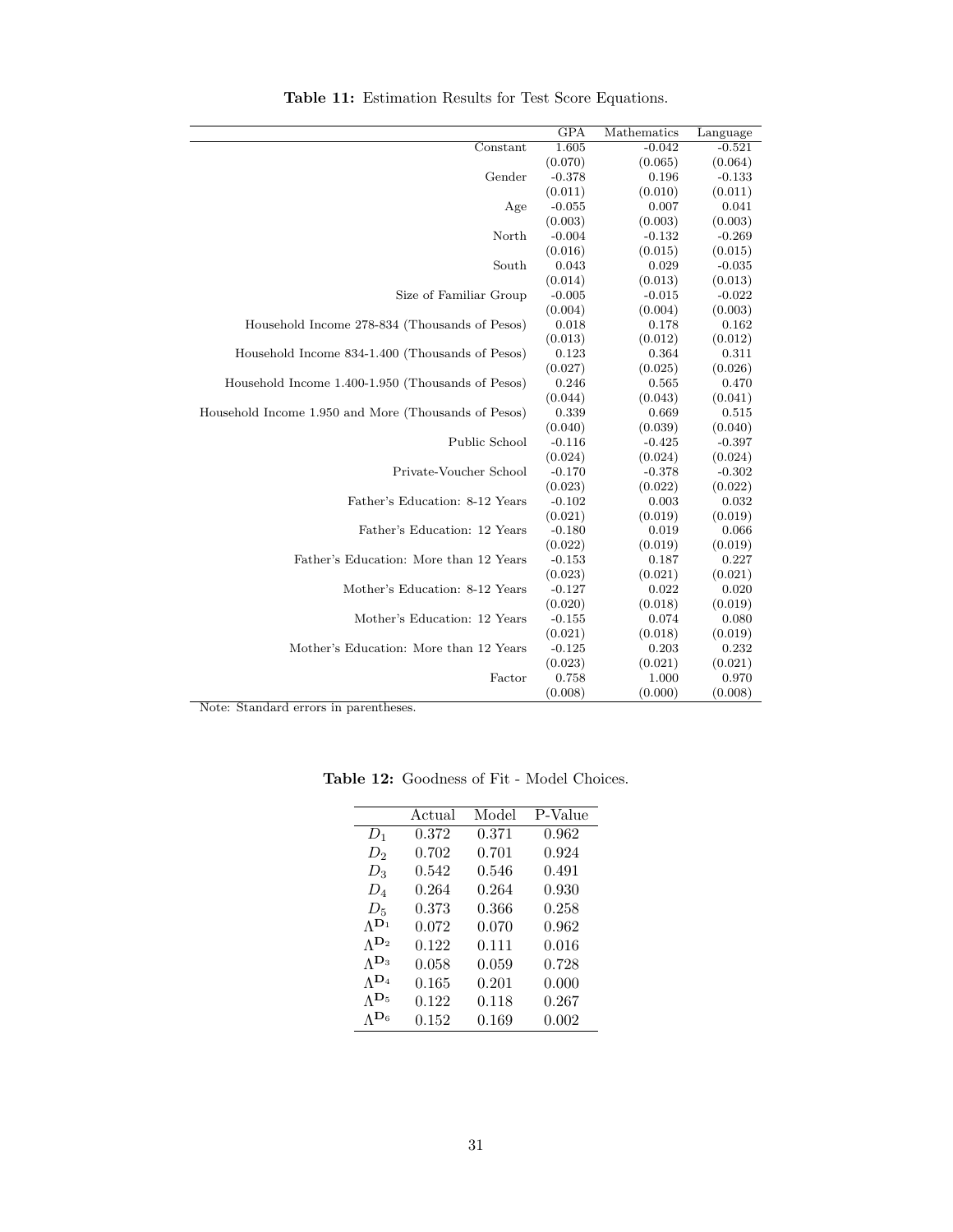**Table 11:** Estimation Results for Test Score Equations.

| | GPA | Mathematics | Language |
|---|---|---|---|
| Constant | 1.605 | -0.042 | -0.521 |
| | (0.070) | (0.065) | (0.064) |
| Gender | -0.378 | 0.196 | -0.133 |
| | (0.011) | (0.010) | (0.011) |
| Age | -0.055 | 0.007 | 0.041 |
| | (0.003) | (0.003) | (0.003) |
| North | -0.004 | -0.132 | -0.269 |
| | (0.016) | (0.015) | (0.015) |
| South | 0.043 | 0.029 | -0.035 |
| | (0.014) | (0.013) | (0.013) |
| Size of Familiar Group | -0.005 | -0.015 | -0.022 |
| | (0.004) | (0.004) | (0.003) |
| Household Income 278-834 (Thousands of Pesos) | 0.018 | 0.178 | 0.162 |
| | (0.013) | (0.012) | (0.012) |
| Household Income 834-1.400 (Thousands of Pesos) | 0.123 | 0.364 | 0.311 |
| | (0.027) | (0.025) | (0.026) |
| Household Income 1.400-1.950 (Thousands of Pesos) | 0.246 | 0.565 | 0.470 |
| | (0.044) | (0.043) | (0.041) |
| Household Income 1.950 and More (Thousands of Pesos) | 0.339 | 0.669 | 0.515 |
| | (0.040) | (0.039) | (0.040) |
| Public School | -0.116 | -0.425 | -0.397 |
| | (0.024) | (0.024) | (0.024) |
| Private-Voucher School | -0.170 | -0.378 | -0.302 |
| | (0.023) | (0.022) | (0.022) |
| Father's Education: 8-12 Years | -0.102 | 0.003 | 0.032 |
| | (0.021) | (0.019) | (0.019) |
| Father's Education: 12 Years | -0.180 | 0.019 | 0.066 |
| | (0.022) | (0.019) | (0.019) |
| Father's Education: More than 12 Years | -0.153 | 0.187 | 0.227 |
| | (0.023) | (0.021) | (0.021) |
| Mother's Education: 8-12 Years | -0.127 | 0.022 | 0.020 |
| | (0.020) | (0.018) | (0.019) |
| Mother's Education: 12 Years | -0.155 | 0.074 | 0.080 |
| | (0.021) | (0.018) | (0.019) |
| Mother's Education: More than 12 Years | -0.125 | 0.203 | 0.232 |
| | (0.023) | (0.021) | (0.021) |
| Factor | 0.758 | 1.000 | 0.970 |
| | (0.008) | (0.000) | (0.008) |

Note: Standard errors in parentheses.

**Table 12:** Goodness of Fit - Model Choices.

| | Actual | Model | P-Value |
|---|---|---|---|
| $D_1$ | 0.372 | 0.371 | 0.962 |
| $D_2$ | 0.702 | 0.701 | 0.924 |
| $D_3$ | 0.542 | 0.546 | 0.491 |
| $D_4$ | 0.264 | 0.264 | 0.930 |
| $D_5$ | 0.373 | 0.366 | 0.258 |
| $\Lambda^{\mathbf{D}_1}$ | 0.072 | 0.070 | 0.962 |
| $\Lambda^{\mathbf{D}_2}$ | 0.122 | 0.111 | 0.016 |
| $\Lambda^{\mathbf{D}_3}$ | 0.058 | 0.059 | 0.728 |
| $\Lambda^{\mathbf{D}_4}$ | 0.165 | 0.201 | 0.000 |
| $\Lambda^{\mathbf{D}_5}$ | 0.122 | 0.118 | 0.267 |
| $\Lambda^{\mathbf{D}_6}$ | 0.152 | 0.169 | 0.002 |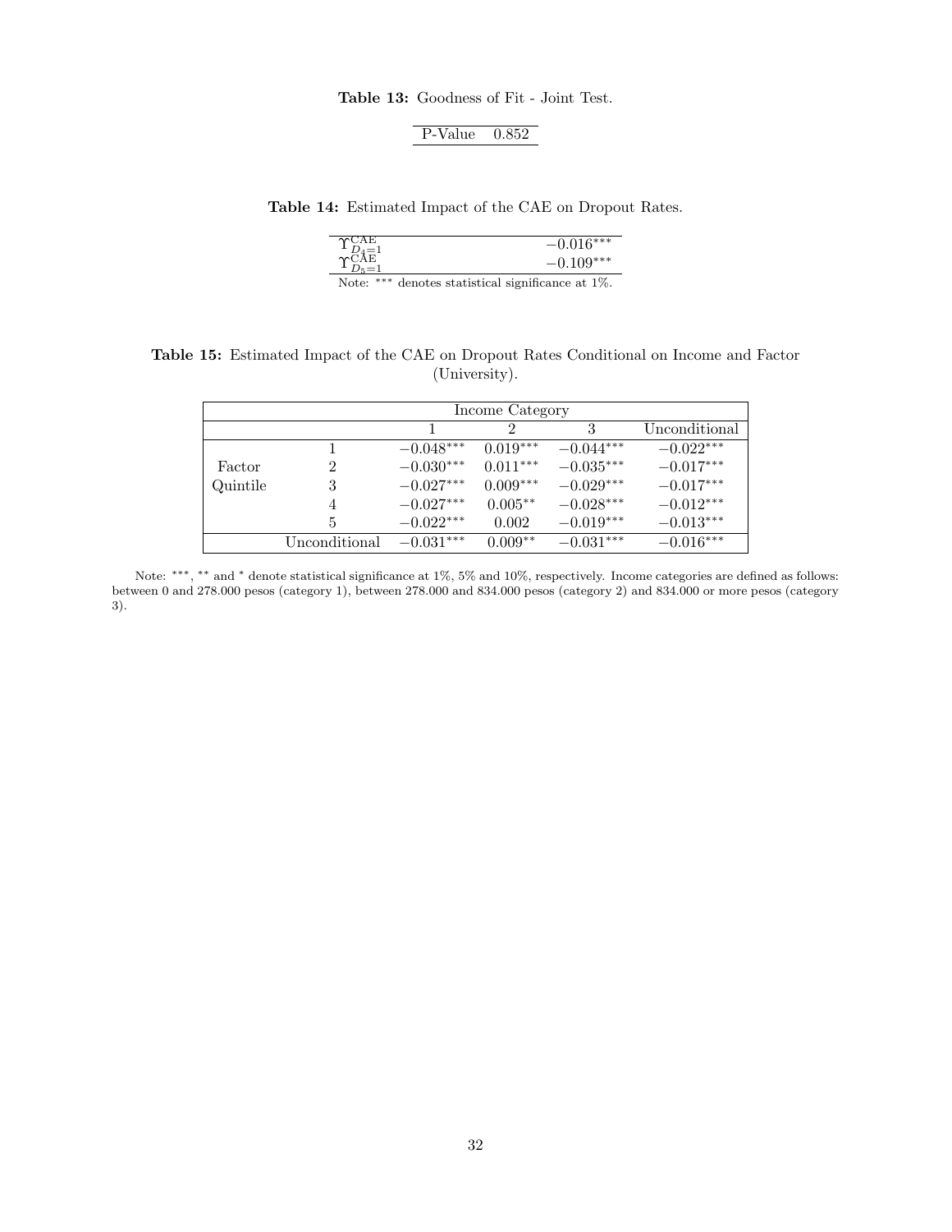**Table 13:** Goodness of Fit - Joint Test.

| P-Value | 0.852 |
|---|---|

**Table 14:** Estimated Impact of the CAE on Dropout Rates.

| | |
|---|---|
| $\Upsilon^{\text{CAE}}_{D_4=1}$ | $-0.016^{***}$ |
| $\Upsilon^{\text{CAE}}_{D_5=1}$ | $-0.109^{***}$ |

Note: $^{***}$ denotes statistical significance at 1%.

**Table 15:** Estimated Impact of the CAE on Dropout Rates Conditional on Income and Factor (University).

| | | Income Category | | | |
|---|---|---|---|---|---|
| | | 1 | 2 | 3 | Unconditional |
| Factor Quintile | 1 | $-0.048^{***}$ | $0.019^{***}$ | $-0.044^{***}$ | $-0.022^{***}$ |
| | 2 | $-0.030^{***}$ | $0.011^{***}$ | $-0.035^{***}$ | $-0.017^{***}$ |
| | 3 | $-0.027^{***}$ | $0.009^{***}$ | $-0.029^{***}$ | $-0.017^{***}$ |
| | 4 | $-0.027^{***}$ | $0.005^{**}$ | $-0.028^{***}$ | $-0.012^{***}$ |
| | 5 | $-0.022^{***}$ | 0.002 | $-0.019^{***}$ | $-0.013^{***}$ |
| | Unconditional | $-0.031^{***}$ | $0.009^{**}$ | $-0.031^{***}$ | $-0.016^{***}$ |

Note: $^{***}$, $^{**}$ and $^{*}$ denote statistical significance at 1%, 5% and 10%, respectively. Income categories are defined as follows: between 0 and 278.000 pesos (category 1), between 278.000 and 834.000 pesos (category 2) and 834.000 or more pesos (category 3).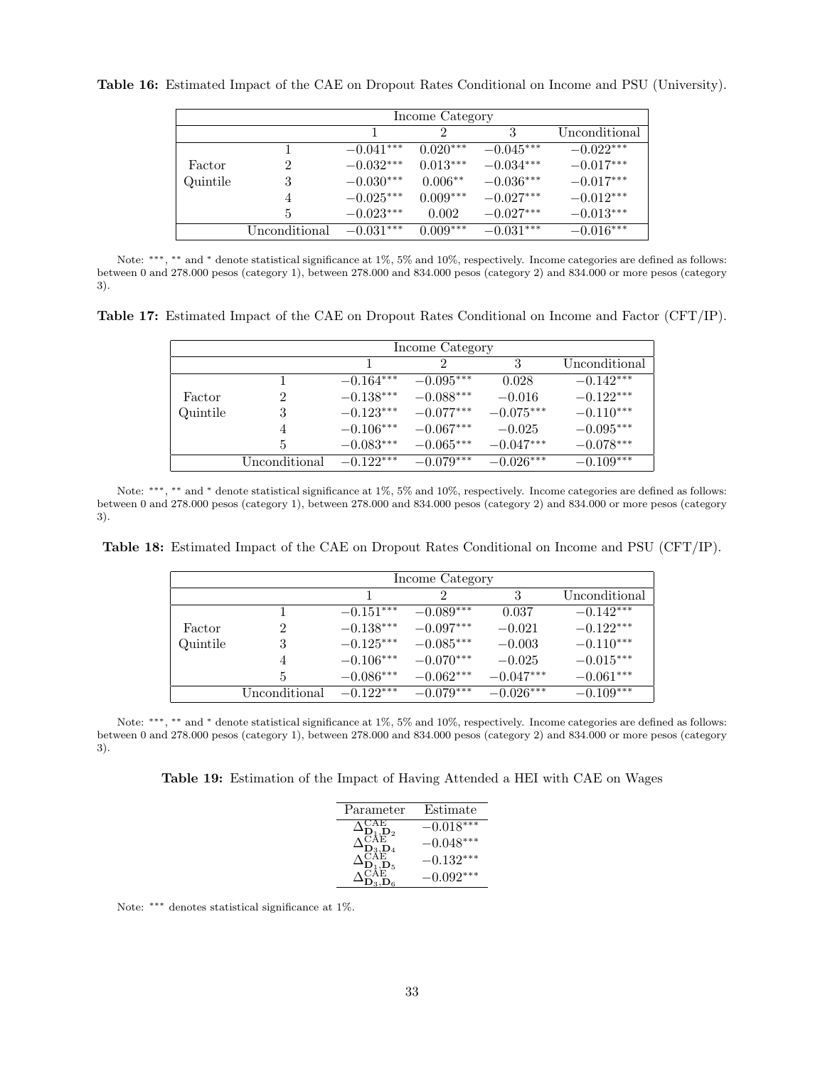**Table 16:** Estimated Impact of the CAE on Dropout Rates Conditional on Income and PSU (University).

| | | Income Category | | | |
|---|---|---|---|---|---|
| | | 1 | 2 | 3 | Unconditional |
| Factor Quintile | 1 | $-0.041^{***}$ | $0.020^{***}$ | $-0.045^{***}$ | $-0.022^{***}$ |
| | 2 | $-0.032^{***}$ | $0.013^{***}$ | $-0.034^{***}$ | $-0.017^{***}$ |
| | 3 | $-0.030^{***}$ | $0.006^{**}$ | $-0.036^{***}$ | $-0.017^{***}$ |
| | 4 | $-0.025^{***}$ | $0.009^{***}$ | $-0.027^{***}$ | $-0.012^{***}$ |
| | 5 | $-0.023^{***}$ | $0.002$ | $-0.027^{***}$ | $-0.013^{***}$ |
| | Unconditional | $-0.031^{***}$ | $0.009^{***}$ | $-0.031^{***}$ | $-0.016^{***}$ |

Note: ***, ** and * denote statistical significance at 1%, 5% and 10%, respectively. Income categories are defined as follows: between 0 and 278.000 pesos (category 1), between 278.000 and 834.000 pesos (category 2) and 834.000 or more pesos (category 3).

**Table 17:** Estimated Impact of the CAE on Dropout Rates Conditional on Income and Factor (CFT/IP).

| | | Income Category | | | |
|---|---|---|---|---|---|
| | | 1 | 2 | 3 | Unconditional |
| Factor Quintile | 1 | $-0.164^{***}$ | $-0.095^{***}$ | $0.028$ | $-0.142^{***}$ |
| | 2 | $-0.138^{***}$ | $-0.088^{***}$ | $-0.016$ | $-0.122^{***}$ |
| | 3 | $-0.123^{***}$ | $-0.077^{***}$ | $-0.075^{***}$ | $-0.110^{***}$ |
| | 4 | $-0.106^{***}$ | $-0.067^{***}$ | $-0.025$ | $-0.095^{***}$ |
| | 5 | $-0.083^{***}$ | $-0.065^{***}$ | $-0.047^{***}$ | $-0.078^{***}$ |
| | Unconditional | $-0.122^{***}$ | $-0.079^{***}$ | $-0.026^{***}$ | $-0.109^{***}$ |

Note: ***, ** and * denote statistical significance at 1%, 5% and 10%, respectively. Income categories are defined as follows: between 0 and 278.000 pesos (category 1), between 278.000 and 834.000 pesos (category 2) and 834.000 or more pesos (category 3).

**Table 18:** Estimated Impact of the CAE on Dropout Rates Conditional on Income and PSU (CFT/IP).

| | | Income Category | | | |
|---|---|---|---|---|---|
| | | 1 | 2 | 3 | Unconditional |
| Factor Quintile | 1 | $-0.151^{***}$ | $-0.089^{***}$ | $0.037$ | $-0.142^{***}$ |
| | 2 | $-0.138^{***}$ | $-0.097^{***}$ | $-0.021$ | $-0.122^{***}$ |
| | 3 | $-0.125^{***}$ | $-0.085^{***}$ | $-0.003$ | $-0.110^{***}$ |
| | 4 | $-0.106^{***}$ | $-0.070^{***}$ | $-0.025$ | $-0.015^{***}$ |
| | 5 | $-0.086^{***}$ | $-0.062^{***}$ | $-0.047^{***}$ | $-0.061^{***}$ |
| | Unconditional | $-0.122^{***}$ | $-0.079^{***}$ | $-0.026^{***}$ | $-0.109^{***}$ |

Note: ***, ** and * denote statistical significance at 1%, 5% and 10%, respectively. Income categories are defined as follows: between 0 and 278.000 pesos (category 1), between 278.000 and 834.000 pesos (category 2) and 834.000 or more pesos (category 3).

**Table 19:** Estimation of the Impact of Having Attended a HEI with CAE on Wages

| Parameter | Estimate |
|---|---|
| $\Delta^{\text{CAE}}_{\mathbf{D}_1,\mathbf{D}_2}$ | $-0.018^{***}$ |
| $\Delta^{\text{CAE}}_{\mathbf{D}_3,\mathbf{D}_4}$ | $-0.048^{***}$ |
| $\Delta^{\text{CAE}}_{\mathbf{D}_1,\mathbf{D}_5}$ | $-0.132^{***}$ |
| $\Delta^{\text{CAE}}_{\mathbf{D}_3,\mathbf{D}_6}$ | $-0.092^{***}$ |

Note: *** denotes statistical significance at 1%.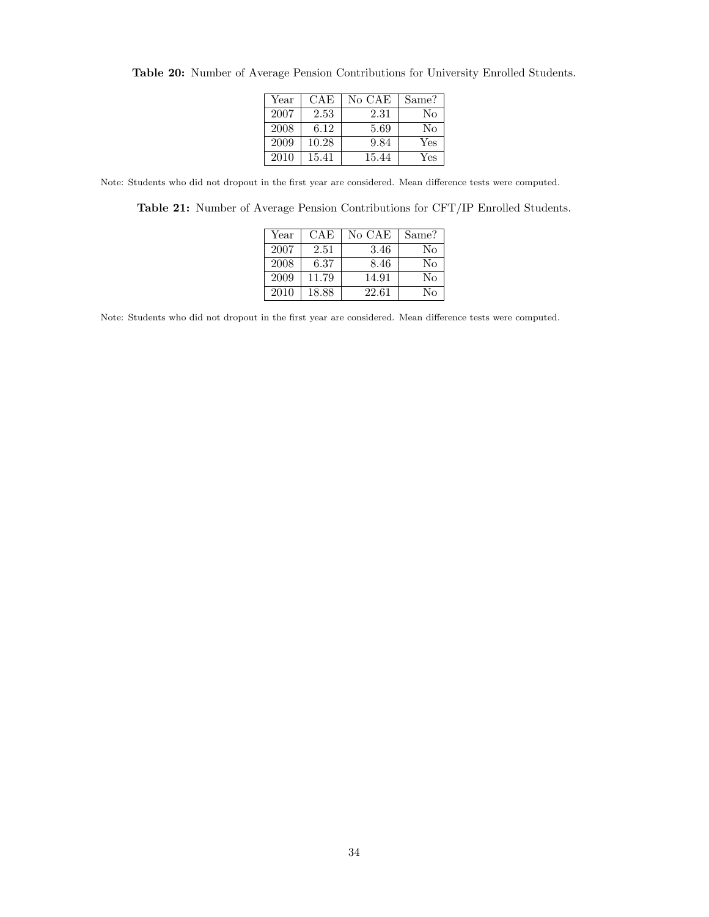**Table 20:** Number of Average Pension Contributions for University Enrolled Students.

| Year | CAE | No CAE | Same? |
|---|---|---|---|
| 2007 | 2.53 | 2.31 | No |
| 2008 | 6.12 | 5.69 | No |
| 2009 | 10.28 | 9.84 | Yes |
| 2010 | 15.41 | 15.44 | Yes |

Note: Students who did not dropout in the first year are considered. Mean difference tests were computed.

**Table 21:** Number of Average Pension Contributions for CFT/IP Enrolled Students.

| Year | CAE | No CAE | Same? |
|---|---|---|---|
| 2007 | 2.51 | 3.46 | No |
| 2008 | 6.37 | 8.46 | No |
| 2009 | 11.79 | 14.91 | No |
| 2010 | 18.88 | 22.61 | No |

Note: Students who did not dropout in the first year are considered. Mean difference tests were computed.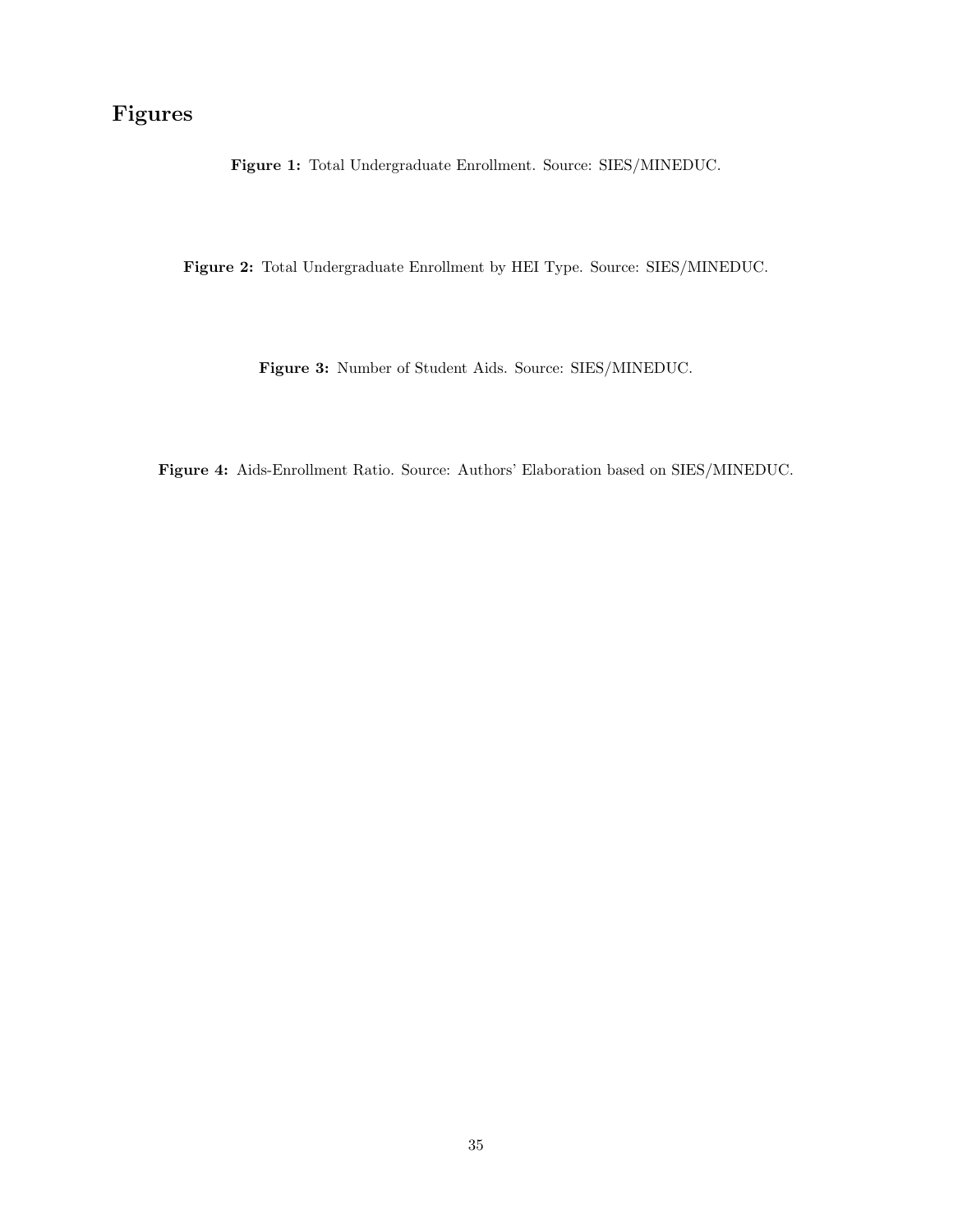# Figures

**Figure 1:** Total Undergraduate Enrollment. Source: SIES/MINEDUC.

**Figure 2:** Total Undergraduate Enrollment by HEI Type. Source: SIES/MINEDUC.

**Figure 3:** Number of Student Aids. Source: SIES/MINEDUC.

**Figure 4:** Aids-Enrollment Ratio. Source: Authors' Elaboration based on SIES/MINEDUC.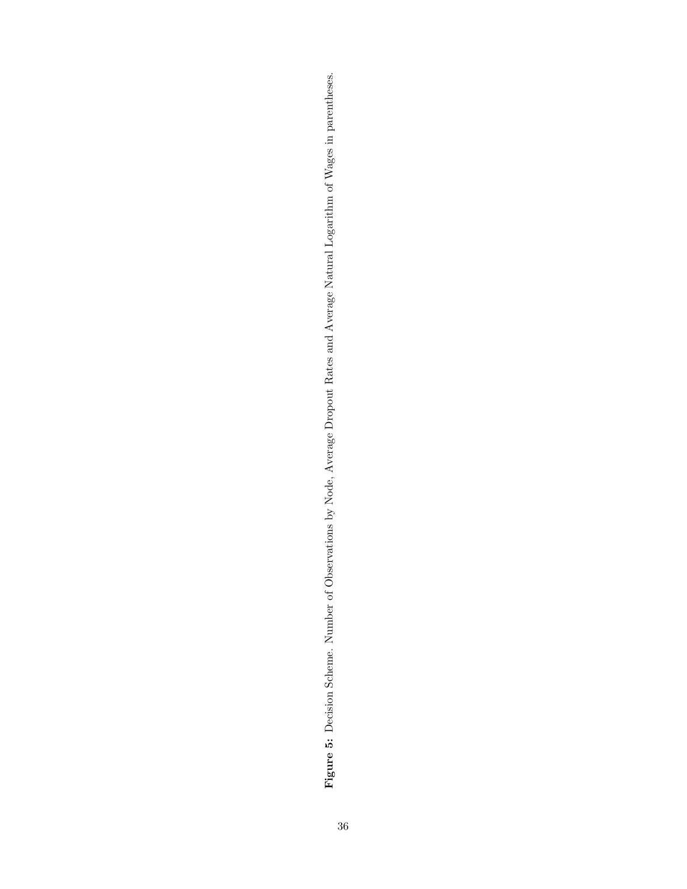**Figure 5:** Decision Scheme. Number of Observations by Node, Average Dropout Rates and Average Natural Logarithm of Wages in parentheses.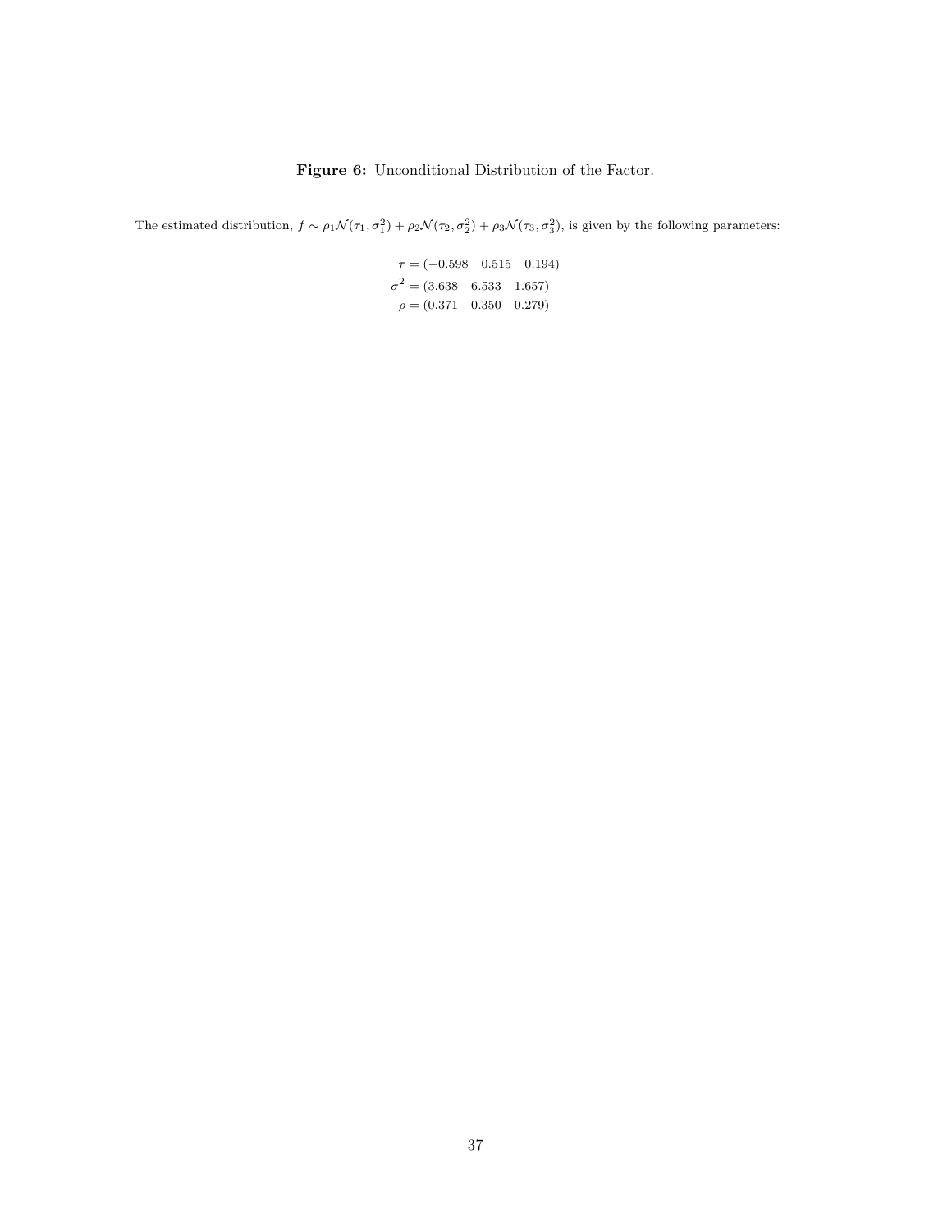**Figure 6:** Unconditional Distribution of the Factor.

The estimated distribution, $f \sim \rho_1 \mathcal{N}(\tau_1, \sigma_1^2) + \rho_2 \mathcal{N}(\tau_2, \sigma_2^2) + \rho_3 \mathcal{N}(\tau_3, \sigma_3^2)$, is given by the following parameters:

$$
\begin{aligned}
\tau &= (-0.598 \quad 0.515 \quad 0.194) \\
\sigma^2 &= (3.638 \quad 6.533 \quad 1.657) \\
\rho &= (0.371 \quad 0.350 \quad 0.279)
\end{aligned}
$$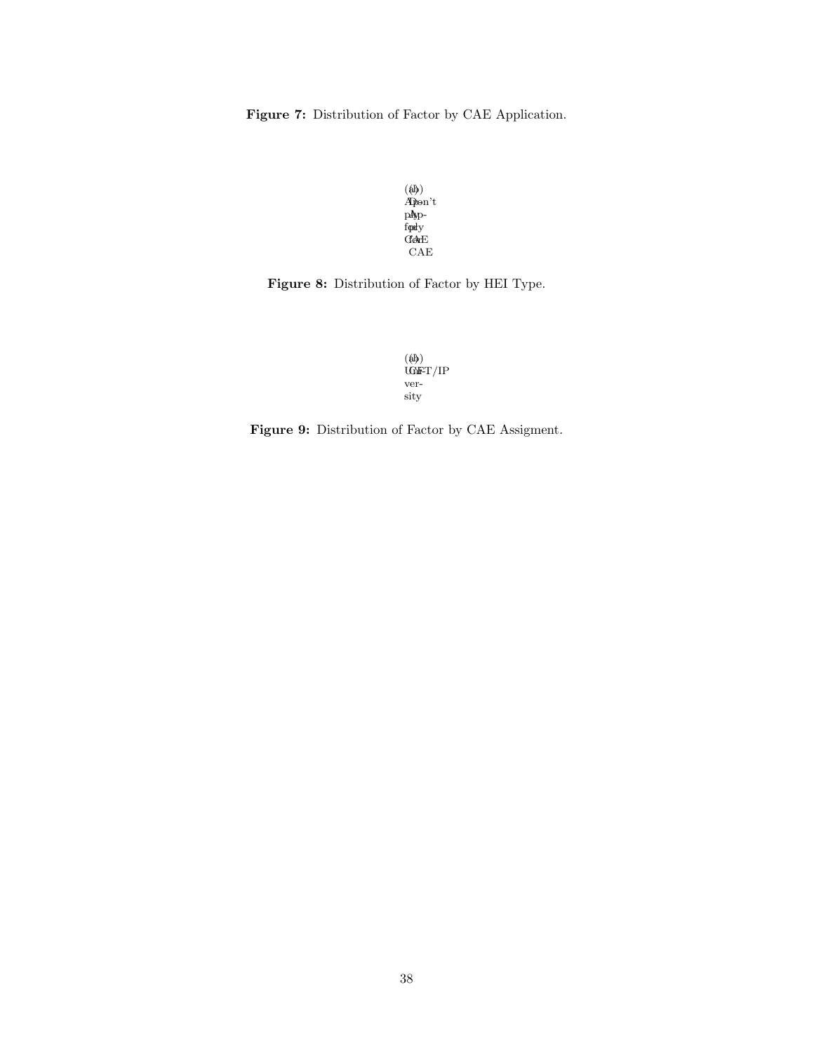**Figure 7:** Distribution of Factor by CAE Application.

(a) Apply for CAE

(b) Don't Apply for CAE

**Figure 8:** Distribution of Factor by HEI Type.

(a) University

(b) CFT/IP

**Figure 9:** Distribution of Factor by CAE Assigment.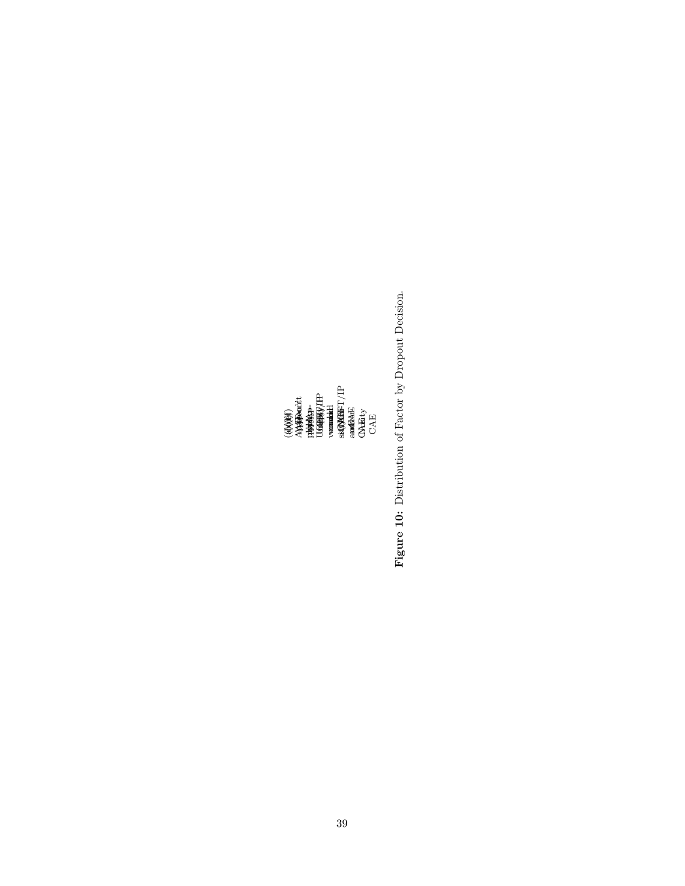Figure 10: Distribution of Factor by Dropout Decision.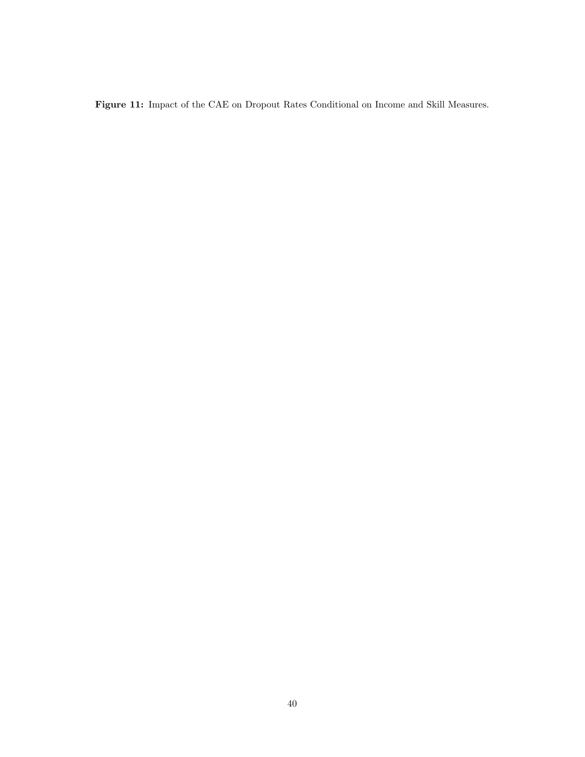**Figure 11:** Impact of the CAE on Dropout Rates Conditional on Income and Skill Measures.